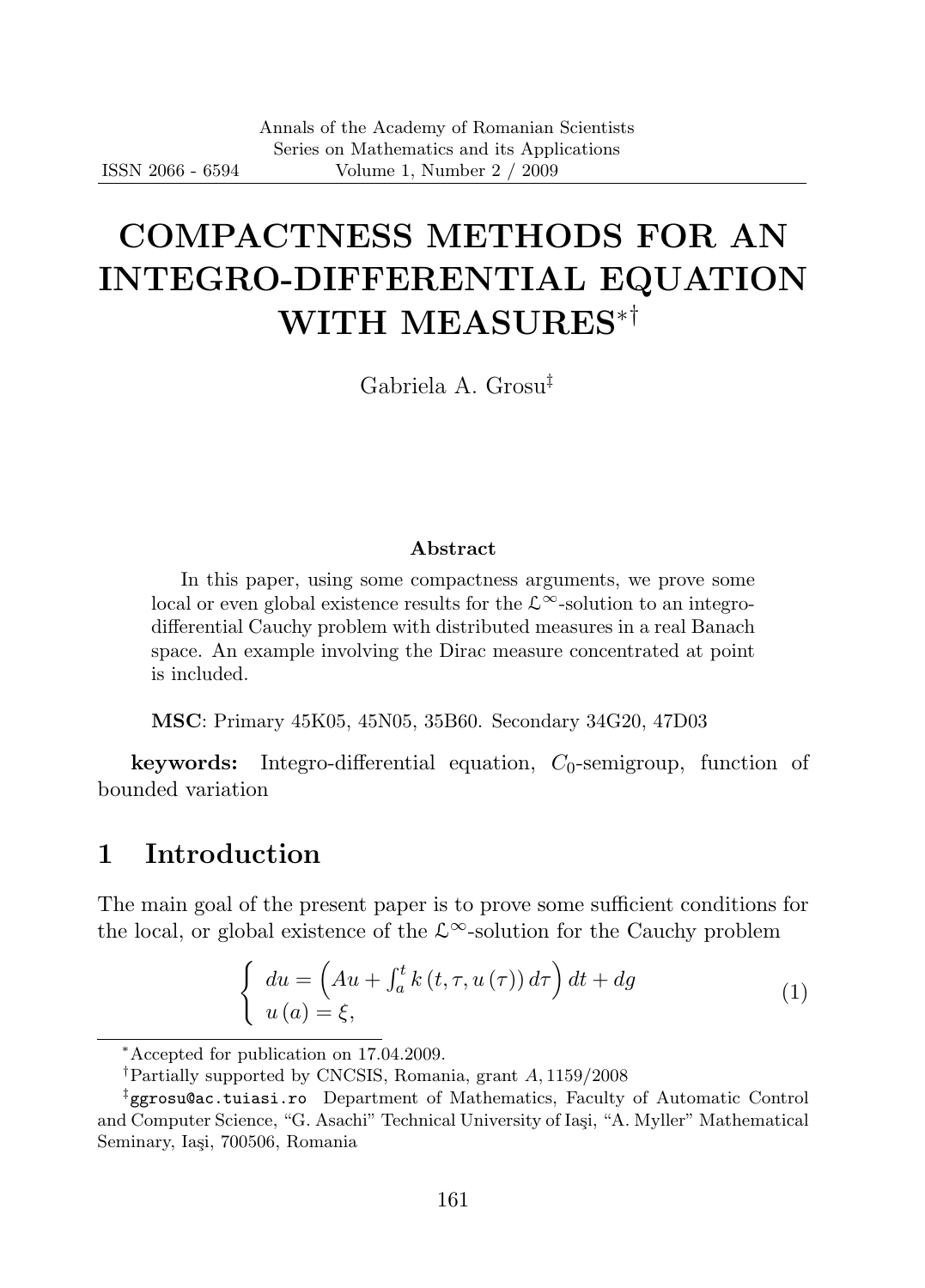# COMPACTNESS METHODS FOR AN INTEGRO-DIFFERENTIAL EQUATION WITH MEASURES[*][†]

Gabriela A. Grosu[‡]

### Abstract

In this paper, using some compactness arguments, we prove some local or even global existence results for the $\mathcal{L}^{\infty}$-solution to an integro-differential Cauchy problem with distributed measures in a real Banach space. An example involving the Dirac measure concentrated at point is included.

**MSC**: Primary 45K05, 45N05, 35B60. Secondary 34G20, 47D03

**keywords:** Integro-differential equation, $C_0$-semigroup, function of bounded variation

## 1 Introduction

The main goal of the present paper is to prove some sufficient conditions for the local, or global existence of the $\mathcal{L}^{\infty}$-solution for the Cauchy problem

$$\begin{cases} du = \left(Au + \int_a^t k\left(t,\tau,u\left(\tau\right)\right)d\tau\right)dt + dg \\ u\left(a\right) = \xi, \end{cases} \tag{1}$$

---

[*]Accepted for publication on 17.04.2009.

[†]Partially supported by CNCSIS, Romania, grant $A$, 1159/2008

[‡]ggrosu@ac.tuiasi.ro Department of Mathematics, Faculty of Automatic Control and Computer Science, "G. Asachi" Technical University of Iaşi, "A. Myller" Mathematical Seminary, Iaşi, 700506, Romania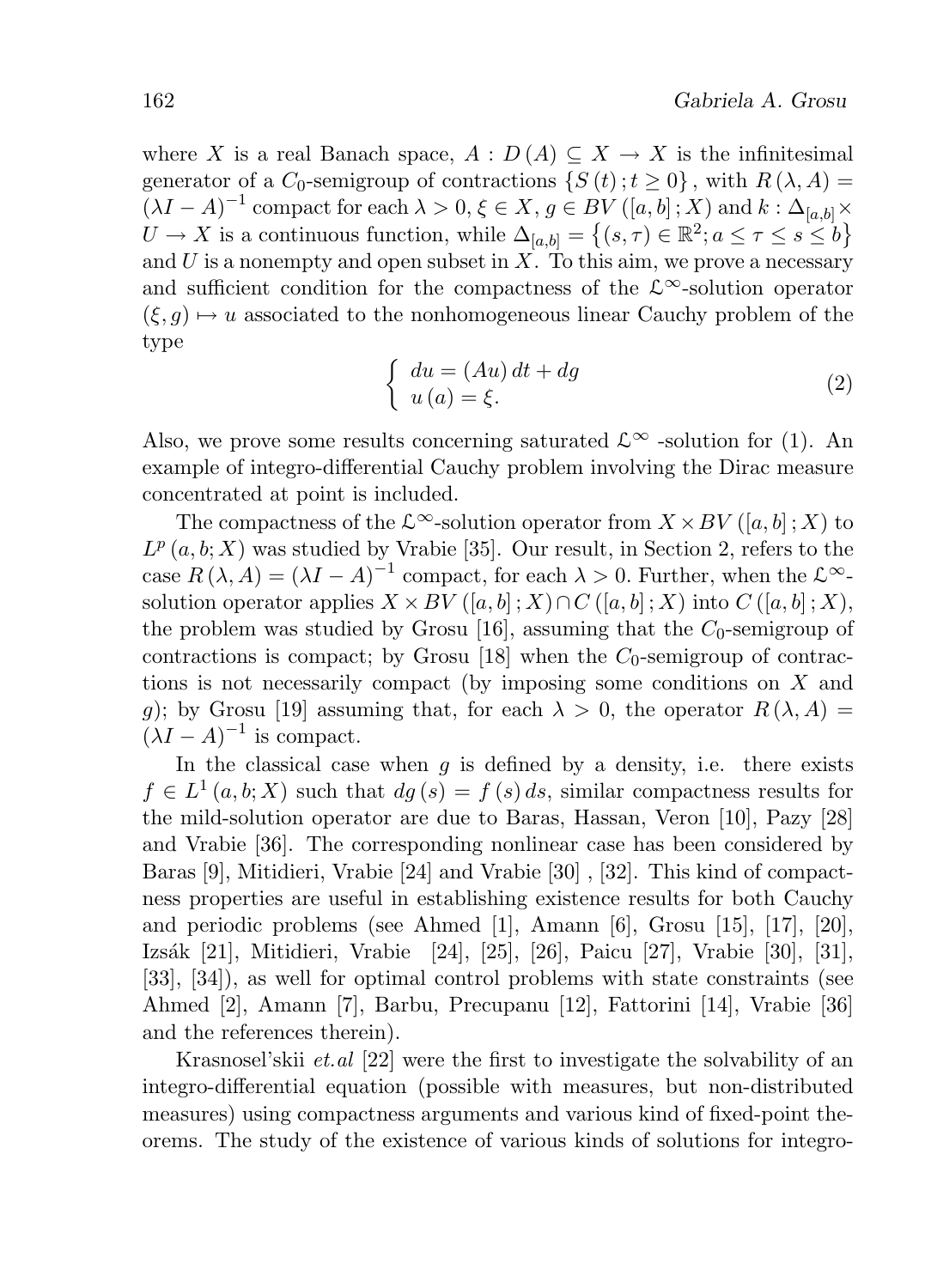where $X$ is a real Banach space, $A : D(A) \subseteq X \to X$ is the infinitesimal generator of a $C_0$-semigroup of contractions $\{S(t); t \geq 0\}$, with $R(\lambda, A) = (\lambda I - A)^{-1}$ compact for each $\lambda > 0$, $\xi \in X$, $g \in BV([a,b]; X)$ and $k : \Delta_{[a,b]} \times U \to X$ is a continuous function, while $\Delta_{[a,b]} = \{(s,\tau) \in \mathbb{R}^2; a \leq \tau \leq s \leq b\}$ and $U$ is a nonempty and open subset in $X$. To this aim, we prove a necessary and sufficient condition for the compactness of the $\mathfrak{L}^\infty$-solution operator $(\xi, g) \mapsto u$ associated to the nonhomogeneous linear Cauchy problem of the type

$$\begin{cases} du = (Au)\,dt + dg \\ u(a) = \xi. \end{cases} \tag{2}$$

Also, we prove some results concerning saturated $\mathfrak{L}^\infty$ -solution for (1). An example of integro-differential Cauchy problem involving the Dirac measure concentrated at point is included.

The compactness of the $\mathfrak{L}^\infty$-solution operator from $X \times BV([a,b]; X)$ to $L^p(a,b; X)$ was studied by Vrabie [35]. Our result, in Section 2, refers to the case $R(\lambda, A) = (\lambda I - A)^{-1}$ compact, for each $\lambda > 0$. Further, when the $\mathfrak{L}^\infty$-solution operator applies $X \times BV([a,b]; X) \cap C([a,b]; X)$ into $C([a,b]; X)$, the problem was studied by Grosu [16], assuming that the $C_0$-semigroup of contractions is compact; by Grosu [18] when the $C_0$-semigroup of contractions is not necessarily compact (by imposing some conditions on $X$ and $g$); by Grosu [19] assuming that, for each $\lambda > 0$, the operator $R(\lambda, A) = (\lambda I - A)^{-1}$ is compact.

In the classical case when $g$ is defined by a density, i.e. there exists $f \in L^1(a,b; X)$ such that $dg(s) = f(s)\,ds$, similar compactness results for the mild-solution operator are due to Baras, Hassan, Veron [10], Pazy [28] and Vrabie [36]. The corresponding nonlinear case has been considered by Baras [9], Mitidieri, Vrabie [24] and Vrabie [30] , [32]. This kind of compactness properties are useful in establishing existence results for both Cauchy and periodic problems (see Ahmed [1], Amann [6], Grosu [15], [17], [20], Izsák [21], Mitidieri, Vrabie [24], [25], [26], Paicu [27], Vrabie [30], [31], [33], [34]), as well for optimal control problems with state constraints (see Ahmed [2], Amann [7], Barbu, Precupanu [12], Fattorini [14], Vrabie [36] and the references therein).

Krasnosel'skii *et.al* [22] were the first to investigate the solvability of an integro-differential equation (possible with measures, but non-distributed measures) using compactness arguments and various kind of fixed-point theorems. The study of the existence of various kinds of solutions for integro-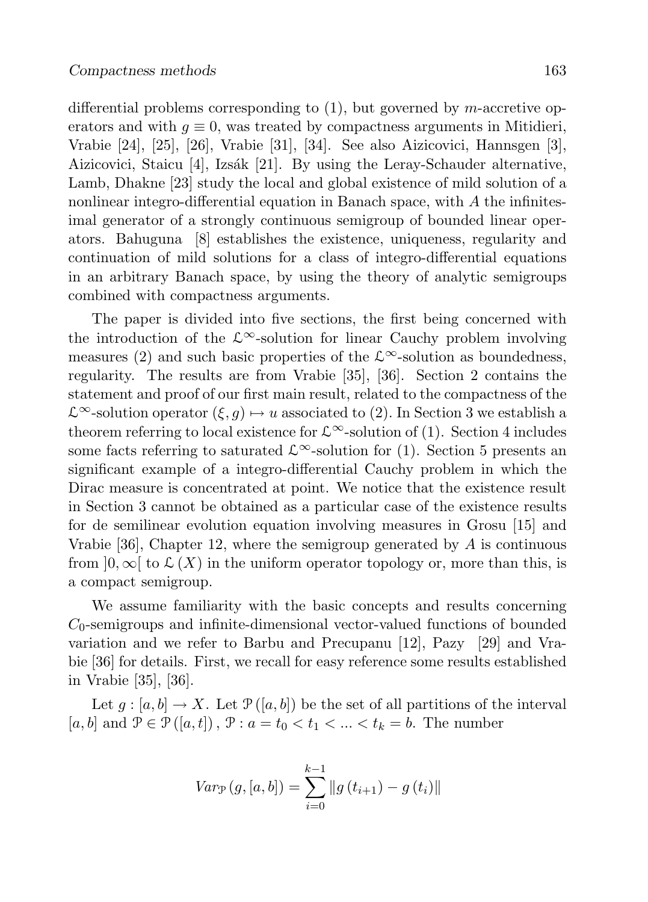differential problems corresponding to (1), but governed by $m$-accretive operators and with $g \equiv 0$, was treated by compactness arguments in Mitidieri, Vrabie [24], [25], [26], Vrabie [31], [34]. See also Aizicovici, Hannsgen [3], Aizicovici, Staicu [4], Izsák [21]. By using the Leray-Schauder alternative, Lamb, Dhakne [23] study the local and global existence of mild solution of a nonlinear integro-differential equation in Banach space, with $A$ the infinitesimal generator of a strongly continuous semigroup of bounded linear operators. Bahuguna [8] establishes the existence, uniqueness, regularity and continuation of mild solutions for a class of integro-differential equations in an arbitrary Banach space, by using the theory of analytic semigroups combined with compactness arguments.

The paper is divided into five sections, the first being concerned with the introduction of the $\mathcal{L}^{\infty}$-solution for linear Cauchy problem involving measures (2) and such basic properties of the $\mathcal{L}^{\infty}$-solution as boundedness, regularity. The results are from Vrabie [35], [36]. Section 2 contains the statement and proof of our first main result, related to the compactness of the $\mathcal{L}^{\infty}$-solution operator $(\xi, g) \mapsto u$ associated to (2). In Section 3 we establish a theorem referring to local existence for $\mathcal{L}^{\infty}$-solution of (1). Section 4 includes some facts referring to saturated $\mathcal{L}^{\infty}$-solution for (1). Section 5 presents an significant example of a integro-differential Cauchy problem in which the Dirac measure is concentrated at point. We notice that the existence result in Section 3 cannot be obtained as a particular case of the existence results for de semilinear evolution equation involving measures in Grosu [15] and Vrabie [36], Chapter 12, where the semigroup generated by $A$ is continuous from $]0, \infty[$ to $\mathcal{L}(X)$ in the uniform operator topology or, more than this, is a compact semigroup.

We assume familiarity with the basic concepts and results concerning $C_0$-semigroups and infinite-dimensional vector-valued functions of bounded variation and we refer to Barbu and Precupanu [12], Pazy [29] and Vrabie [36] for details. First, we recall for easy reference some results established in Vrabie [35], [36].

Let $g : [a, b] \to X$. Let $\mathcal{P}([a, b])$ be the set of all partitions of the interval $[a, b]$ and $\mathcal{P} \in \mathcal{P}([a, t])$, $\mathcal{P} : a = t_0 < t_1 < ... < t_k = b$. The number

$$Var_{\mathcal{P}}(g, [a, b]) = \sum_{i=0}^{k-1} \|g(t_{i+1}) - g(t_i)\|$$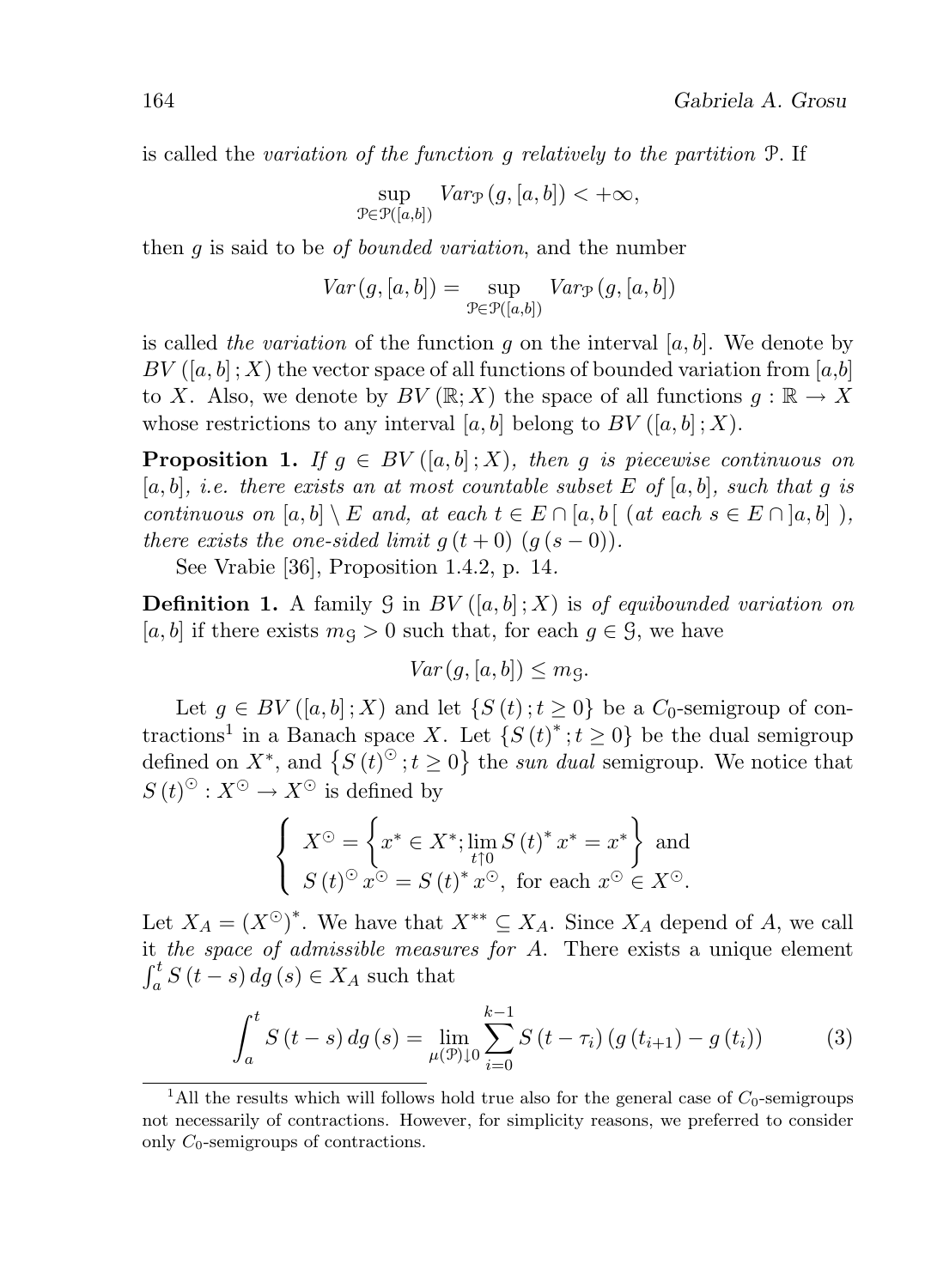is called the *variation of the function g relatively to the partition* $\mathcal{P}$. If

$$\sup_{\mathcal{P}\in\mathcal{P}([a,b])} Var_{\mathcal{P}}(g,[a,b]) < +\infty,$$

then $g$ is said to be *of bounded variation*, and the number

$$Var(g,[a,b]) = \sup_{\mathcal{P}\in\mathcal{P}([a,b])} Var_{\mathcal{P}}(g,[a,b])$$

is called *the variation* of the function $g$ on the interval $[a,b]$. We denote by $BV([a,b];X)$ the vector space of all functions of bounded variation from $[a,b]$ to $X$. Also, we denote by $BV(\mathbb{R};X)$ the space of all functions $g:\mathbb{R}\to X$ whose restrictions to any interval $[a,b]$ belong to $BV([a,b];X)$.

**Proposition 1.** *If $g \in BV([a,b];X)$, then $g$ is piecewise continuous on $[a,b]$, i.e. there exists an at most countable subset $E$ of $[a,b]$, such that $g$ is continuous on $[a,b]\setminus E$ and, at each $t\in E\cap[a,b[$ (at each $s\in E\cap]a,b]$ ), there exists the one-sided limit $g(t+0)$ $(g(s-0))$.*

See Vrabie [36], Proposition 1.4.2, p. 14.

**Definition 1.** A family $\mathcal{G}$ in $BV([a,b];X)$ is *of equibounded variation on* $[a,b]$ if there exists $m_{\mathcal{G}} > 0$ such that, for each $g\in\mathcal{G}$, we have

$$Var(g,[a,b]) \le m_{\mathcal{G}}.$$

Let $g\in BV([a,b];X)$ and let $\{S(t);t\ge 0\}$ be a $C_0$-semigroup of contractions[1] in a Banach space $X$. Let $\{S(t)^*;t\ge 0\}$ be the dual semigroup defined on $X^*$, and $\{S(t)^{\odot};t\ge 0\}$ the *sun dual* semigroup. We notice that $S(t)^{\odot}: X^{\odot}\to X^{\odot}$ is defined by

$$\begin{cases} X^{\odot} = \left\{x^*\in X^*; \lim\limits_{t\uparrow 0} S(t)^* x^* = x^*\right\} \text{ and} \\ S(t)^{\odot} x^{\odot} = S(t)^* x^{\odot}, \text{ for each } x^{\odot}\in X^{\odot}. \end{cases}$$

Let $X_A = (X^{\odot})^*$. We have that $X^{**}\subseteq X_A$. Since $X_A$ depend of $A$, we call it *the space of admissible measures for A*. There exists a unique element $\int_a^t S(t-s)\,dg(s)\in X_A$ such that

$$\int_a^t S(t-s)\,dg(s) = \lim_{\mu(\mathcal{P})\downarrow 0}\sum_{i=0}^{k-1} S(t-\tau_i)\left(g(t_{i+1})-g(t_i)\right) \tag{3}$$

[1] All the results which will follows hold true also for the general case of $C_0$-semigroups not necessarily of contractions. However, for simplicity reasons, we preferred to consider only $C_0$-semigroups of contractions.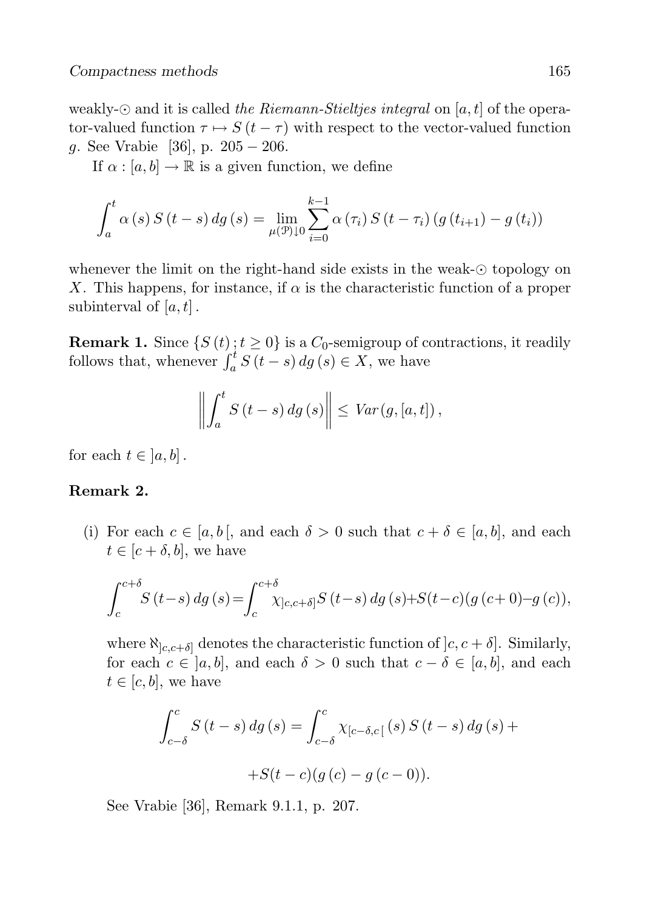weakly-$\odot$ and it is called *the Riemann-Stieltjes integral* on $[a,t]$ of the operator-valued function $\tau \mapsto S(t-\tau)$ with respect to the vector-valued function $g$. See Vrabie [36], p. 205 − 206.

If $\alpha : [a,b] \to \mathbb{R}$ is a given function, we define

$$\int_a^t \alpha(s)\, S(t-s)\, dg(s) = \lim_{\mu(\mathcal{P})\downarrow 0} \sum_{i=0}^{k-1} \alpha(\tau_i)\, S(t-\tau_i)\,(g(t_{i+1}) - g(t_i))$$

whenever the limit on the right-hand side exists in the weak-$\odot$ topology on $X$. This happens, for instance, if $\alpha$ is the characteristic function of a proper subinterval of $[a,t]$.

**Remark 1.** Since $\{S(t)\,; t \geq 0\}$ is a $C_0$-semigroup of contractions, it readily follows that, whenever $\int_a^t S(t-s)\, dg(s) \in X$, we have

$$\left\| \int_a^t S(t-s)\, dg(s) \right\| \leq Var(g,[a,t]),$$

for each $t \in \left]a,b\right]$.

**Remark 2.**

(i) For each $c \in [a,b[$, and each $\delta > 0$ such that $c+\delta \in [a,b]$, and each $t \in [c+\delta, b]$, we have

$$\int_c^{c+\delta} S(t-s)\, dg(s) = \int_c^{c+\delta} \chi_{]c,c+\delta]}\, S(t-s)\, dg(s) + S(t-c)(g(c+0) - g(c)),$$

where $\aleph_{]c,c+\delta]}$ denotes the characteristic function of $]c, c+\delta]$. Similarly, for each $c \in \left]a,b\right]$, and each $\delta > 0$ such that $c-\delta \in [a,b]$, and each $t \in [c,b]$, we have

$$\int_{c-\delta}^{c} S(t-s)\, dg(s) = \int_{c-\delta}^{c} \chi_{[c-\delta,c[}(s)\, S(t-s)\, dg(s) +$$

$$+ S(t-c)(g(c) - g(c-0)).$$

See Vrabie [36], Remark 9.1.1, p. 207.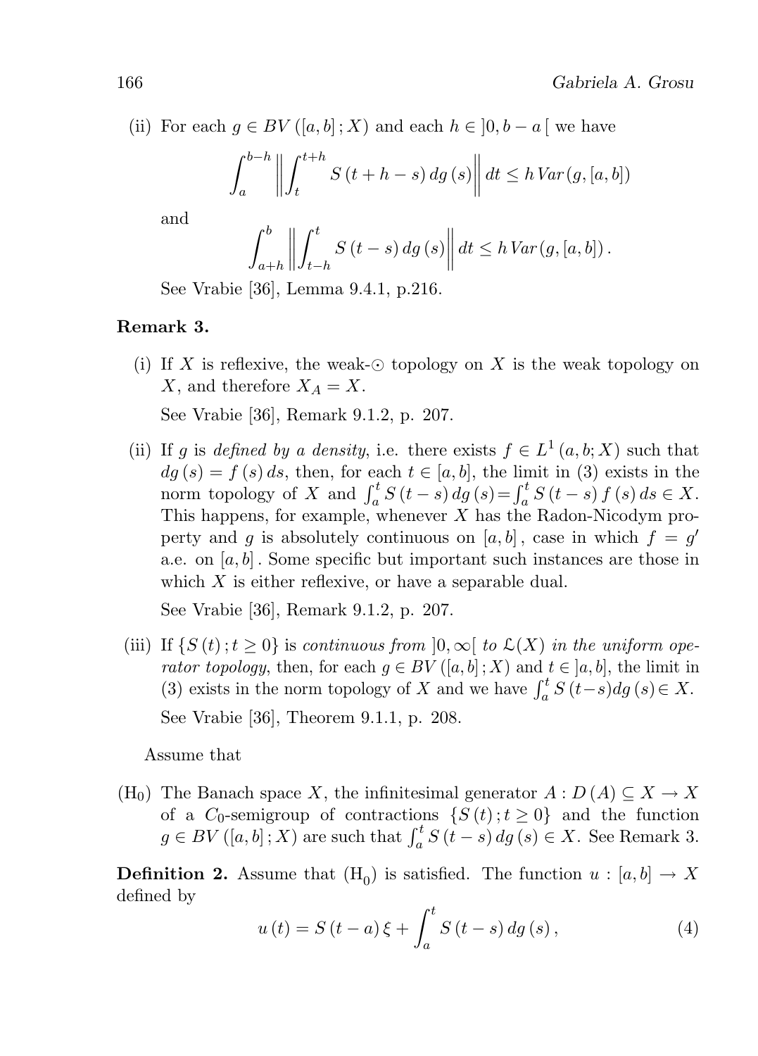(ii) For each $g \in BV([a,b];X)$ and each $h \in ]0, b-a[$ we have

$$\int_a^{b-h} \left\| \int_t^{t+h} S(t+h-s)\, dg(s) \right\| dt \leq h\, Var(g,[a,b])$$

and

$$\int_{a+h}^{b} \left\| \int_{t-h}^{t} S(t-s)\, dg(s) \right\| dt \leq h\, Var(g,[a,b]).$$

See Vrabie [36], Lemma 9.4.1, p.216.

**Remark 3.**

(i) If $X$ is reflexive, the weak-$\odot$ topology on $X$ is the weak topology on $X$, and therefore $X_A = X$.

See Vrabie [36], Remark 9.1.2, p. 207.

(ii) If $g$ is *defined by a density*, i.e. there exists $f \in L^1(a,b;X)$ such that $dg(s) = f(s)\, ds$, then, for each $t \in [a,b]$, the limit in (3) exists in the norm topology of $X$ and $\int_a^t S(t-s)\, dg(s) = \int_a^t S(t-s) f(s)\, ds \in X$. This happens, for example, whenever $X$ has the Radon-Nicodym property and $g$ is absolutely continuous on $[a,b]$, case in which $f = g'$ a.e. on $[a,b]$. Some specific but important such instances are those in which $X$ is either reflexive, or have a separable dual.

See Vrabie [36], Remark 9.1.2, p. 207.

(iii) If $\{S(t); t \geq 0\}$ is *continuous from* $]0,\infty[$ *to* $\mathcal{L}(X)$ *in the uniform operator topology*, then, for each $g \in BV([a,b];X)$ and $t \in ]a,b]$, the limit in (3) exists in the norm topology of $X$ and we have $\int_a^t S(t-s) dg(s) \in X$.

See Vrabie [36], Theorem 9.1.1, p. 208.

Assume that

($\mathrm{H}_0$) The Banach space $X$, the infinitesimal generator $A : D(A) \subseteq X \to X$ of a $C_0$-semigroup of contractions $\{S(t); t \geq 0\}$ and the function $g \in BV([a,b];X)$ are such that $\int_a^t S(t-s)\, dg(s) \in X$. See Remark 3.

**Definition 2.** Assume that $(\mathrm{H}_0)$ is satisfied. The function $u : [a,b] \to X$ defined by

$$u(t) = S(t-a)\xi + \int_a^t S(t-s)\, dg(s), \tag{4}$$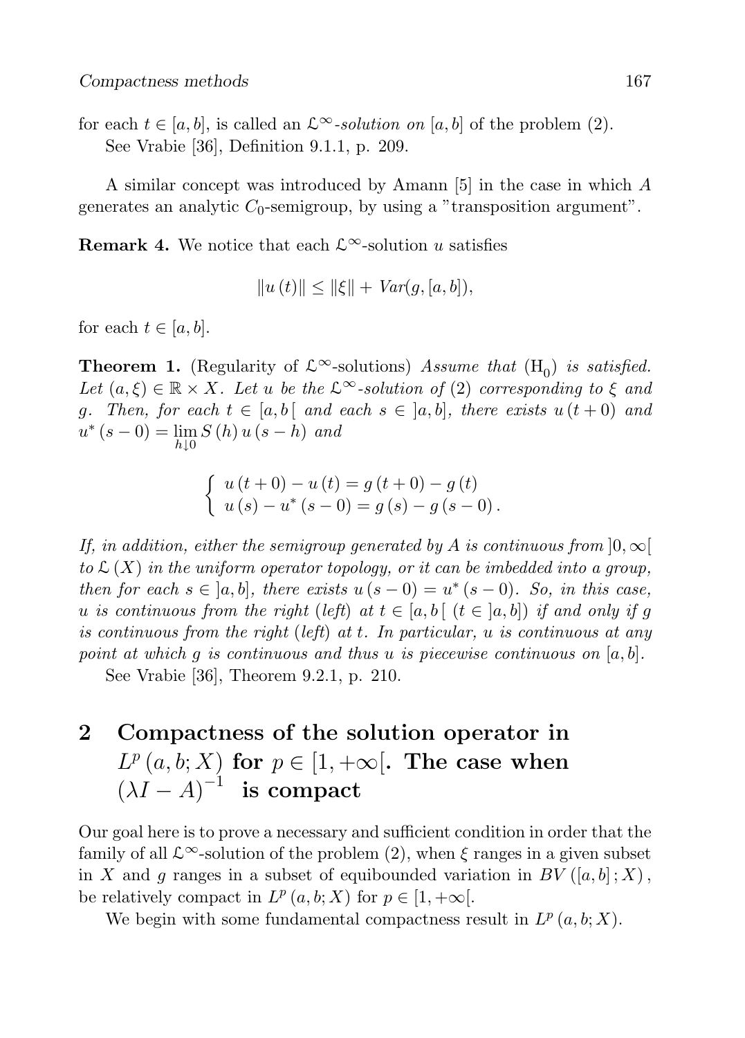for each $t \in [a, b]$, is called an $\mathfrak{L}^\infty$*-solution on* $[a, b]$ of the problem (2).

See Vrabie [36], Definition 9.1.1, p. 209.

A similar concept was introduced by Amann [5] in the case in which $A$ generates an analytic $C_0$-semigroup, by using a "transposition argument".

**Remark 4.** We notice that each $\mathfrak{L}^\infty$-solution $u$ satisfies

$$\|u(t)\| \leq \|\xi\| + Var(g, [a, b]),$$

for each $t \in [a, b]$.

**Theorem 1.** (Regularity of $\mathfrak{L}^\infty$-solutions) *Assume that* $(\mathrm{H}_0)$ *is satisfied. Let* $(a, \xi) \in \mathbb{R} \times X$. *Let* $u$ *be the* $\mathfrak{L}^\infty$*-solution of* (2) *corresponding to* $\xi$ *and* $g$. *Then, for each* $t \in [a, b[$ *and each* $s \in ]a, b]$, *there exists* $u(t+0)$ *and* $u^*(s-0) = \lim_{h \downarrow 0} S(h) u(s-h)$ *and*

$$\begin{cases} u(t+0) - u(t) = g(t+0) - g(t) \\ u(s) - u^*(s-0) = g(s) - g(s-0). \end{cases}$$

*If, in addition, either the semigroup generated by* $A$ *is continuous from* $]0, \infty[$ *to* $\mathfrak{L}(X)$ *in the uniform operator topology, or it can be imbedded into a group, then for each* $s \in ]a, b]$, *there exists* $u(s-0) = u^*(s-0)$. *So, in this case,* $u$ *is continuous from the right (left) at* $t \in [a, b[$ ($t \in ]a, b]$) *if and only if* $g$ *is continuous from the right (left) at* $t$. *In particular,* $u$ *is continuous at any point at which* $g$ *is continuous and thus* $u$ *is piecewise continuous on* $[a, b]$.

See Vrabie [36], Theorem 9.2.1, p. 210.

# 2 Compactness of the solution operator in $L^p(a, b; X)$ for $p \in [1, +\infty[$. The case when $(\lambda I - A)^{-1}$ is compact

Our goal here is to prove a necessary and sufficient condition in order that the family of all $\mathfrak{L}^\infty$-solution of the problem (2), when $\xi$ ranges in a given subset in $X$ and $g$ ranges in a subset of equibounded variation in $BV([a, b]; X)$, be relatively compact in $L^p(a, b; X)$ for $p \in [1, +\infty[$.

We begin with some fundamental compactness result in $L^p(a, b; X)$.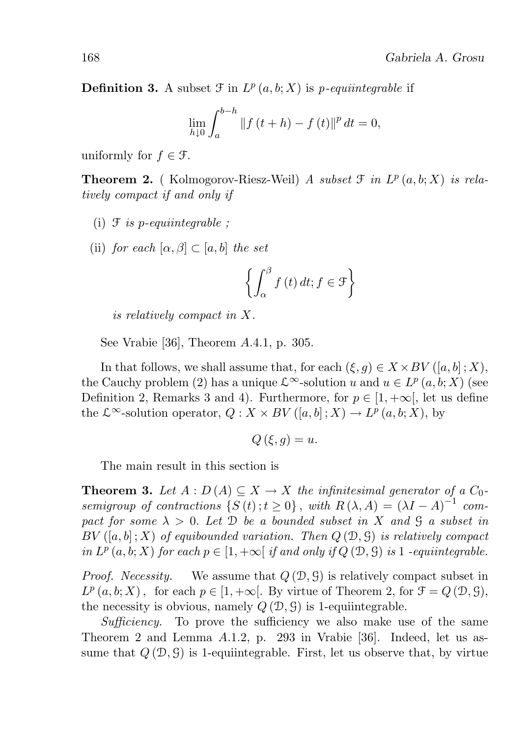**Definition 3.** A subset $\mathcal{F}$ in $L^p(a,b;X)$ is *p-equiintegrable* if

$$\lim_{h \downarrow 0} \int_a^{b-h} \|f(t+h) - f(t)\|^p \, dt = 0,$$

uniformly for $f \in \mathcal{F}$.

**Theorem 2.** ( Kolmogorov-Riesz-Weil) *A subset $\mathcal{F}$ in $L^p(a,b;X)$ is relatively compact if and only if*

(i) *$\mathcal{F}$ is p-equiintegrable ;*

(ii) *for each $[\alpha,\beta] \subset [a,b]$ the set*

$$\left\{ \int_\alpha^\beta f(t) \, dt; f \in \mathcal{F} \right\}$$

*is relatively compact in $X$.*

See Vrabie [36], Theorem $A.4.1$, p. 305.

In that follows, we shall assume that, for each $(\xi, g) \in X \times BV([a,b];X)$, the Cauchy problem (2) has a unique $\mathcal{L}^\infty$-solution $u$ and $u \in L^p(a,b;X)$ (see Definition 2, Remarks 3 and 4). Furthermore, for $p \in [1, +\infty[$, let us define the $\mathcal{L}^\infty$-solution operator, $Q : X \times BV([a,b];X) \to L^p(a,b;X)$, by

$$Q(\xi, g) = u.$$

The main result in this section is

**Theorem 3.** *Let $A : D(A) \subseteq X \to X$ the infinitesimal generator of a $C_0$-semigroup of contractions $\{S(t); t \geq 0\}$, with $R(\lambda, A) = (\lambda I - A)^{-1}$ compact for some $\lambda > 0$. Let $\mathcal{D}$ be a bounded subset in $X$ and $\mathcal{G}$ a subset in $BV([a,b];X)$ of equibounded variation. Then $Q(\mathcal{D}, \mathcal{G})$ is relatively compact in $L^p(a,b;X)$ for each $p \in [1, +\infty[$ if and only if $Q(\mathcal{D}, \mathcal{G})$ is 1 -equiintegrable.*

*Proof. Necessity.* We assume that $Q(\mathcal{D}, \mathcal{G})$ is relatively compact subset in $L^p(a,b;X)$, for each $p \in [1, +\infty[$. By virtue of Theorem 2, for $\mathcal{F} = Q(\mathcal{D}, \mathcal{G})$, the necessity is obvious, namely $Q(\mathcal{D}, \mathcal{G})$ is 1-equiintegrable.

*Sufficiency.* To prove the sufficiency we also make use of the same Theorem 2 and Lemma $A.1.2$, p. 293 in Vrabie [36]. Indeed, let us assume that $Q(\mathcal{D}, \mathcal{G})$ is 1-equiintegrable. First, let us observe that, by virtue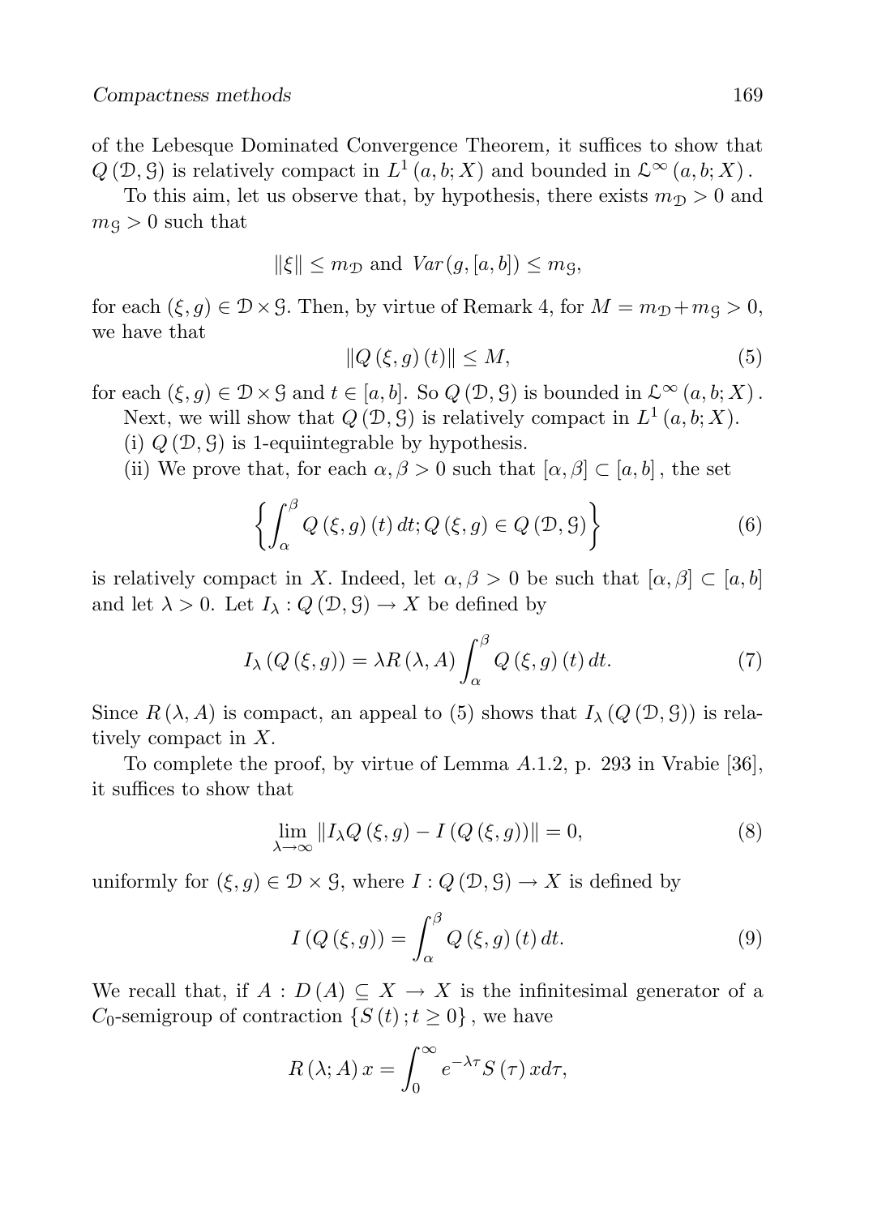of the Lebesque Dominated Convergence Theorem*,* it suffices to show that $Q(\mathcal{D}, \mathcal{G})$ is relatively compact in $L^1(a, b; X)$ and bounded in $\mathcal{L}^\infty(a, b; X)$.

To this aim, let us observe that, by hypothesis, there exists $m_{\mathcal{D}} > 0$ and $m_{\mathcal{G}} > 0$ such that

$$\|\xi\| \leq m_{\mathcal{D}} \text{ and } Var(g, [a, b]) \leq m_{\mathcal{G}},$$

for each $(\xi, g) \in \mathcal{D} \times \mathcal{G}$. Then, by virtue of Remark 4, for $M = m_{\mathcal{D}} + m_{\mathcal{G}} > 0$, we have that

$$\|Q(\xi, g)(t)\| \leq M, \tag{5}$$

for each $(\xi, g) \in \mathcal{D} \times \mathcal{G}$ and $t \in [a, b]$. So $Q(\mathcal{D}, \mathcal{G})$ is bounded in $\mathcal{L}^\infty(a, b; X)$.

Next, we will show that $Q(\mathcal{D}, \mathcal{G})$ is relatively compact in $L^1(a, b; X)$.

(i) $Q(\mathcal{D}, \mathcal{G})$ is 1-equiintegrable by hypothesis.

(ii) We prove that, for each $\alpha, \beta > 0$ such that $[\alpha, \beta] \subset [a, b]$, the set

$$\left\{ \int_\alpha^\beta Q(\xi, g)(t)\, dt; Q(\xi, g) \in Q(\mathcal{D}, \mathcal{G}) \right\} \tag{6}$$

is relatively compact in $X$. Indeed, let $\alpha, \beta > 0$ be such that $[\alpha, \beta] \subset [a, b]$ and let $\lambda > 0$. Let $I_\lambda : Q(\mathcal{D}, \mathcal{G}) \to X$ be defined by

$$I_\lambda(Q(\xi, g)) = \lambda R(\lambda, A) \int_\alpha^\beta Q(\xi, g)(t)\, dt. \tag{7}$$

Since $R(\lambda, A)$ is compact, an appeal to (5) shows that $I_\lambda(Q(\mathcal{D}, \mathcal{G}))$ is relatively compact in $X$.

To complete the proof, by virtue of Lemma $A.1.2$, p. 293 in Vrabie [36], it suffices to show that

$$\lim_{\lambda \to \infty} \|I_\lambda Q(\xi, g) - I(Q(\xi, g))\| = 0, \tag{8}$$

uniformly for $(\xi, g) \in \mathcal{D} \times \mathcal{G}$, where $I : Q(\mathcal{D}, \mathcal{G}) \to X$ is defined by

$$I(Q(\xi, g)) = \int_\alpha^\beta Q(\xi, g)(t)\, dt. \tag{9}$$

We recall that, if $A : D(A) \subseteq X \to X$ is the infinitesimal generator of a $C_0$-semigroup of contraction $\{S(t); t \geq 0\}$, we have

$$R(\lambda; A)\, x = \int_0^\infty e^{-\lambda\tau} S(\tau)\, x d\tau,$$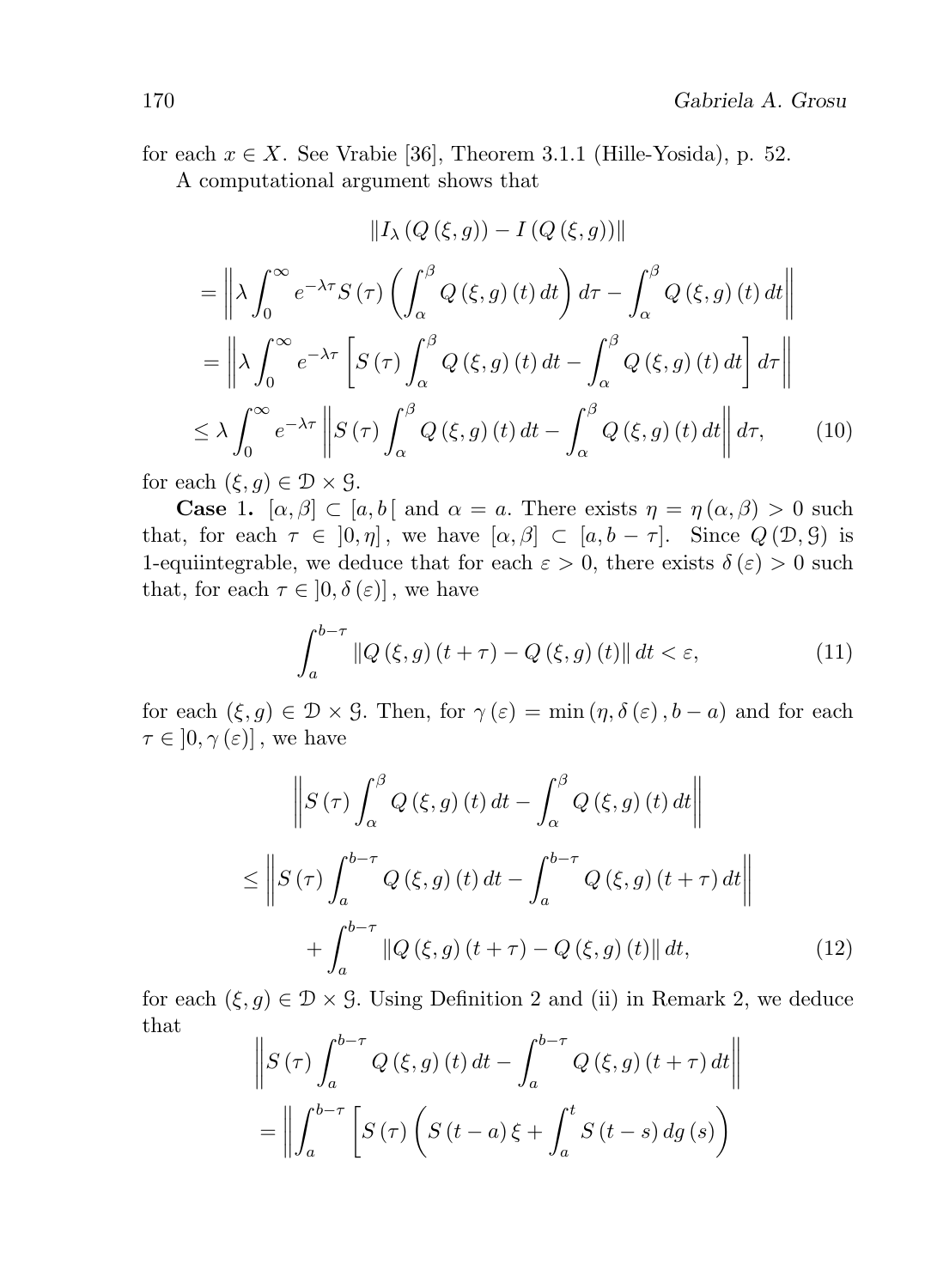for each $x \in X$. See Vrabie [36], Theorem 3.1.1 (Hille-Yosida), p. 52.

A computational argument shows that

$$
\begin{aligned}
&\left\| I_\lambda \left( Q\left(\xi, g\right)\right) - I\left( Q\left(\xi, g\right)\right)\right\| \\
&= \left\| \lambda \int_0^\infty e^{-\lambda\tau} S\left(\tau\right) \left( \int_\alpha^\beta Q\left(\xi, g\right)\left(t\right) dt \right) d\tau - \int_\alpha^\beta Q\left(\xi, g\right)\left(t\right) dt \right\| \\
&= \left\| \lambda \int_0^\infty e^{-\lambda\tau} \left[ S\left(\tau\right) \int_\alpha^\beta Q\left(\xi, g\right)\left(t\right) dt - \int_\alpha^\beta Q\left(\xi, g\right)\left(t\right) dt \right] d\tau \right\| \\
&\leq \lambda \int_0^\infty e^{-\lambda\tau} \left\| S\left(\tau\right) \int_\alpha^\beta Q\left(\xi, g\right)\left(t\right) dt - \int_\alpha^\beta Q\left(\xi, g\right)\left(t\right) dt \right\| d\tau, \qquad (10)
\end{aligned}
$$

for each $(\xi, g) \in \mathcal{D} \times \mathcal{G}$.

**Case 1.** $[\alpha, \beta] \subset [a, b[$ and $\alpha = a$. There exists $\eta = \eta(\alpha, \beta) > 0$ such that, for each $\tau \in ]0, \eta]$, we have $[\alpha, \beta] \subset [a, b - \tau]$. Since $Q(\mathcal{D}, \mathcal{G})$ is 1-equiintegrable, we deduce that for each $\varepsilon > 0$, there exists $\delta(\varepsilon) > 0$ such that, for each $\tau \in ]0, \delta(\varepsilon)]$, we have

$$
\int_a^{b-\tau} \left\| Q\left(\xi, g\right)\left(t + \tau\right) - Q\left(\xi, g\right)\left(t\right)\right\| dt < \varepsilon, \qquad (11)
$$

for each $(\xi, g) \in \mathcal{D} \times \mathcal{G}$. Then, for $\gamma(\varepsilon) = \min(\eta, \delta(\varepsilon), b - a)$ and for each $\tau \in ]0, \gamma(\varepsilon)]$, we have

$$
\begin{aligned}
&\left\| S\left(\tau\right) \int_\alpha^\beta Q\left(\xi, g\right)\left(t\right) dt - \int_\alpha^\beta Q\left(\xi, g\right)\left(t\right) dt \right\| \\
&\leq \left\| S\left(\tau\right) \int_a^{b-\tau} Q\left(\xi, g\right)\left(t\right) dt - \int_a^{b-\tau} Q\left(\xi, g\right)\left(t + \tau\right) dt \right\| \\
&\quad + \int_a^{b-\tau} \left\| Q\left(\xi, g\right)\left(t + \tau\right) - Q\left(\xi, g\right)\left(t\right)\right\| dt, \qquad (12)
\end{aligned}
$$

for each $(\xi, g) \in \mathcal{D} \times \mathcal{G}$. Using Definition 2 and (ii) in Remark 2, we deduce that

$$
\begin{aligned}
&\left\| S\left(\tau\right) \int_a^{b-\tau} Q\left(\xi, g\right)\left(t\right) dt - \int_a^{b-\tau} Q\left(\xi, g\right)\left(t + \tau\right) dt \right\| \\
&= \left\| \int_a^{b-\tau} \left[ S\left(\tau\right) \left( S\left(t - a\right)\xi + \int_a^t S\left(t - s\right) dg\left(s\right) \right) \right. \right.
\end{aligned}
$$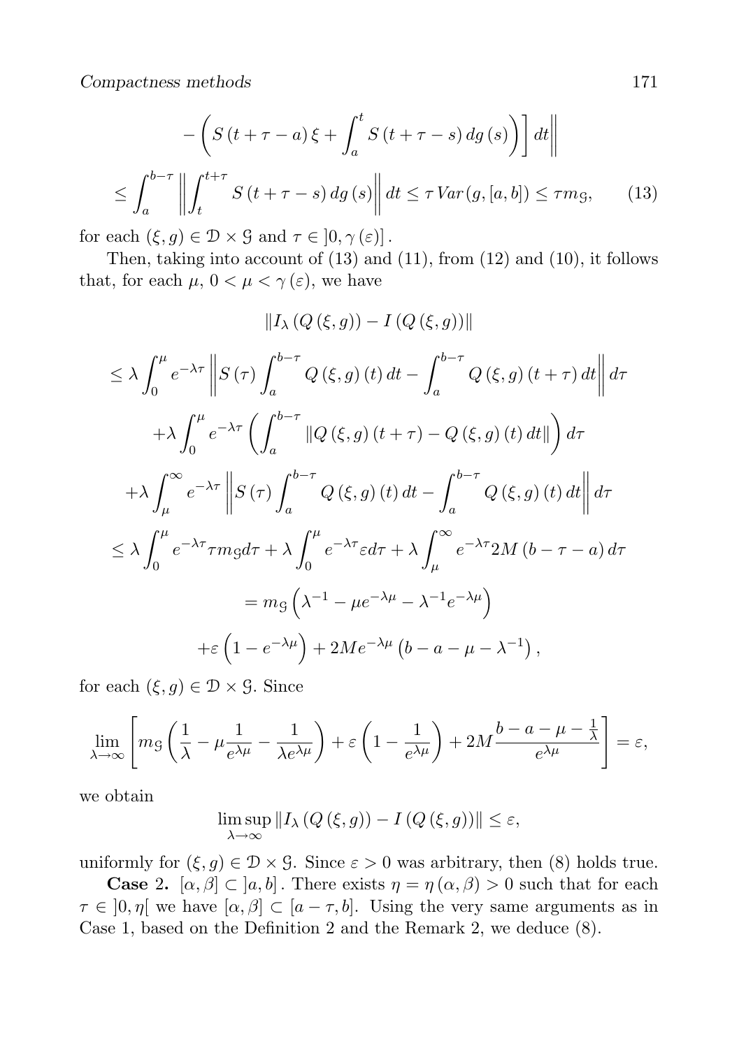$$- \left( S(t+\tau-a)\xi + \int_a^t S(t+\tau-s)\, dg(s) \right) \Big] dt \Bigg\|$$

$$\leq \int_a^{b-\tau} \left\| \int_t^{t+\tau} S(t+\tau-s)\, dg(s) \right\| dt \leq \tau\, Var(g,[a,b]) \leq \tau m_{\mathcal{G}}, \tag{13}$$

for each $(\xi, g) \in \mathcal{D} \times \mathcal{G}$ and $\tau \in \,]0, \gamma(\varepsilon)]$.

Then, taking into account of (13) and (11), from (12) and (10), it follows that, for each $\mu$, $0 < \mu < \gamma(\varepsilon)$, we have

$$\| I_\lambda (Q(\xi,g)) - I(Q(\xi,g)) \|$$

$$\leq \lambda \int_0^\mu e^{-\lambda\tau} \left\| S(\tau) \int_a^{b-\tau} Q(\xi,g)(t)\, dt - \int_a^{b-\tau} Q(\xi,g)(t+\tau)\, dt \right\| d\tau$$

$$+ \lambda \int_0^\mu e^{-\lambda\tau} \left( \int_a^{b-\tau} \| Q(\xi,g)(t+\tau) - Q(\xi,g)(t)\, dt \| \right) d\tau$$

$$+ \lambda \int_\mu^\infty e^{-\lambda\tau} \left\| S(\tau) \int_a^{b-\tau} Q(\xi,g)(t)\, dt - \int_a^{b-\tau} Q(\xi,g)(t)\, dt \right\| d\tau$$

$$\leq \lambda \int_0^\mu e^{-\lambda\tau} \tau m_{\mathcal{G}}\, d\tau + \lambda \int_0^\mu e^{-\lambda\tau} \varepsilon\, d\tau + \lambda \int_\mu^\infty e^{-\lambda\tau} 2M(b-\tau-a)\, d\tau$$

$$= m_{\mathcal{G}} \left( \lambda^{-1} - \mu e^{-\lambda\mu} - \lambda^{-1} e^{-\lambda\mu} \right)$$

$$+ \varepsilon \left( 1 - e^{-\lambda\mu} \right) + 2M e^{-\lambda\mu} \left( b - a - \mu - \lambda^{-1} \right),$$

for each $(\xi, g) \in \mathcal{D} \times \mathcal{G}$. Since

$$\lim_{\lambda\to\infty} \left[ m_{\mathcal{G}} \left( \frac{1}{\lambda} - \mu \frac{1}{e^{\lambda\mu}} - \frac{1}{\lambda e^{\lambda\mu}} \right) + \varepsilon \left( 1 - \frac{1}{e^{\lambda\mu}} \right) + 2M \frac{b-a-\mu-\frac{1}{\lambda}}{e^{\lambda\mu}} \right] = \varepsilon,$$

we obtain

$$\limsup_{\lambda\to\infty} \| I_\lambda (Q(\xi,g)) - I(Q(\xi,g)) \| \leq \varepsilon,$$

uniformly for $(\xi, g) \in \mathcal{D} \times \mathcal{G}$. Since $\varepsilon > 0$ was arbitrary, then (8) holds true.

**Case 2.** $[\alpha, \beta] \subset \,]a, b]$. There exists $\eta = \eta(\alpha, \beta) > 0$ such that for each $\tau \in \,]0, \eta[$ we have $[\alpha, \beta] \subset [a-\tau, b]$. Using the very same arguments as in Case 1, based on the Definition 2 and the Remark 2, we deduce (8).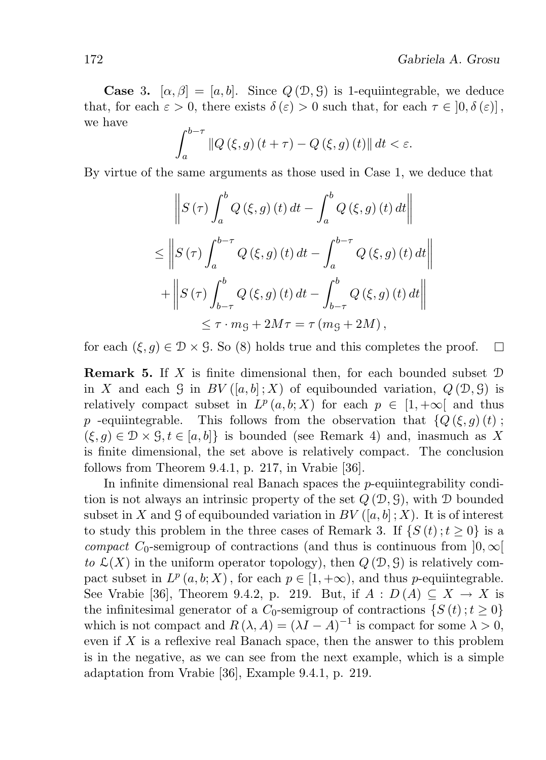**Case 3.** $[\alpha, \beta] = [a, b]$. Since $Q(\mathcal{D}, \mathcal{G})$ is 1-equiintegrable, we deduce that, for each $\varepsilon > 0$, there exists $\delta(\varepsilon) > 0$ such that, for each $\tau \in ]0, \delta(\varepsilon)]$, we have

$$\int_a^{b-\tau} \|Q(\xi, g)(t+\tau) - Q(\xi, g)(t)\| \, dt < \varepsilon.$$

By virtue of the same arguments as those used in Case 1, we deduce that

$$\left\| S(\tau) \int_a^b Q(\xi, g)(t) \, dt - \int_a^b Q(\xi, g)(t) \, dt \right\|$$

$$\leq \left\| S(\tau) \int_a^{b-\tau} Q(\xi, g)(t) \, dt - \int_a^{b-\tau} Q(\xi, g)(t) \, dt \right\|$$

$$+ \left\| S(\tau) \int_{b-\tau}^{b} Q(\xi, g)(t) \, dt - \int_{b-\tau}^{b} Q(\xi, g)(t) \, dt \right\|$$

$$\leq \tau \cdot m_{\mathcal{G}} + 2M\tau = \tau (m_{\mathcal{G}} + 2M),$$

for each $(\xi, g) \in \mathcal{D} \times \mathcal{G}$. So (8) holds true and this completes the proof. $\square$

**Remark 5.** If $X$ is finite dimensional then, for each bounded subset $\mathcal{D}$ in $X$ and each $\mathcal{G}$ in $BV([a, b]; X)$ of equibounded variation, $Q(\mathcal{D}, \mathcal{G})$ is relatively compact subset in $L^p(a, b; X)$ for each $p \in [1, +\infty[$ and thus $p$ -equiintegrable. This follows from the observation that $\{Q(\xi, g)(t)\,;$ $(\xi, g) \in \mathcal{D} \times \mathcal{G}, t \in [a, b]\}$ is bounded (see Remark 4) and, inasmuch as $X$ is finite dimensional, the set above is relatively compact. The conclusion follows from Theorem 9.4.1, p. 217, in Vrabie [36].

In infinite dimensional real Banach spaces the $p$-equiintegrability condition is not always an intrinsic property of the set $Q(\mathcal{D}, \mathcal{G})$, with $\mathcal{D}$ bounded subset in $X$ and $\mathcal{G}$ of equibounded variation in $BV([a, b]; X)$. It is of interest to study this problem in the three cases of Remark 3. If $\{S(t)\,; t \geq 0\}$ is a *compact* $C_0$-semigroup of contractions (and thus is continuous from $]0, \infty[$ *to* $\mathcal{L}(X)$ in the uniform operator topology), then $Q(\mathcal{D}, \mathcal{G})$ is relatively compact subset in $L^p(a, b; X)$, for each $p \in [1, +\infty)$, and thus $p$-equiintegrable. See Vrabie [36], Theorem 9.4.2, p. 219. But, if $A : D(A) \subseteq X \to X$ is the infinitesimal generator of a $C_0$-semigroup of contractions $\{S(t)\,; t \geq 0\}$ which is not compact and $R(\lambda, A) = (\lambda I - A)^{-1}$ is compact for some $\lambda > 0$, even if $X$ is a reflexive real Banach space, then the answer to this problem is in the negative, as we can see from the next example, which is a simple adaptation from Vrabie [36], Example 9.4.1, p. 219.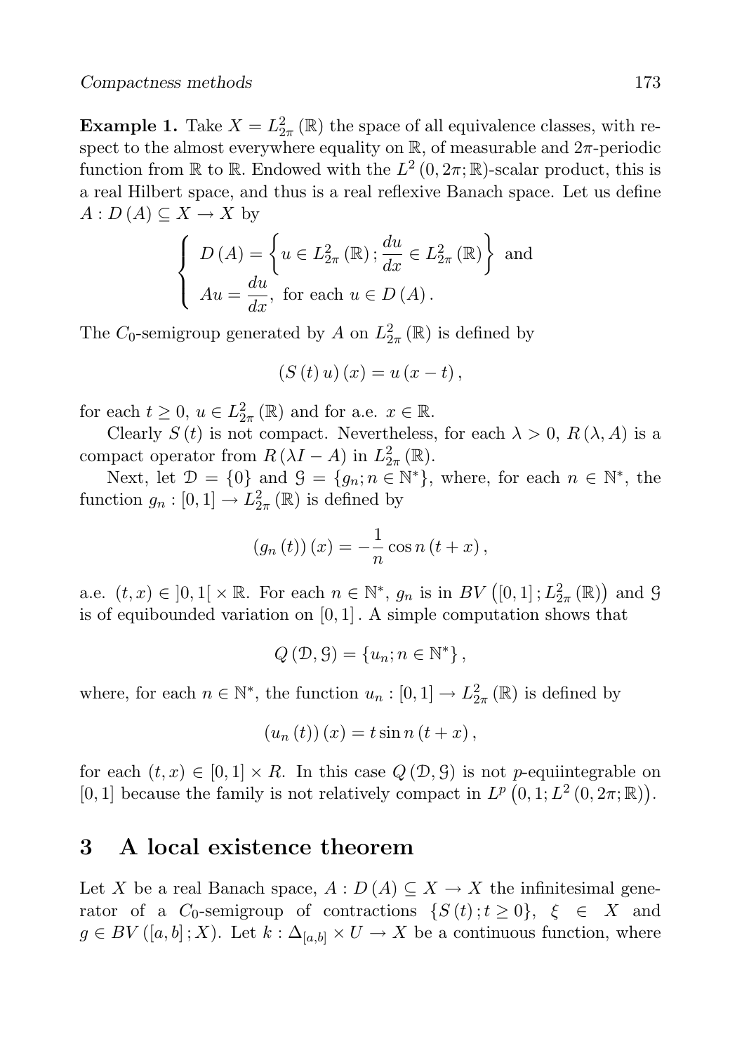**Example 1.** Take $X = L^2_{2\pi}(\mathbb{R})$ the space of all equivalence classes, with respect to the almost everywhere equality on $\mathbb{R}$, of measurable and $2\pi$-periodic function from $\mathbb{R}$ to $\mathbb{R}$. Endowed with the $L^2(0,2\pi;\mathbb{R})$-scalar product, this is a real Hilbert space, and thus is a real reflexive Banach space. Let us define $A : D(A) \subseteq X \to X$ by

$$\begin{cases} D(A) = \left\{ u \in L^2_{2\pi}(\mathbb{R}) ; \dfrac{du}{dx} \in L^2_{2\pi}(\mathbb{R}) \right\} \text{ and} \\ Au = \dfrac{du}{dx}, \text{ for each } u \in D(A). \end{cases}$$

The $C_0$-semigroup generated by $A$ on $L^2_{2\pi}(\mathbb{R})$ is defined by

$$(S(t)u)(x) = u(x-t),$$

for each $t \geq 0$, $u \in L^2_{2\pi}(\mathbb{R})$ and for a.e. $x \in \mathbb{R}$.

Clearly $S(t)$ is not compact. Nevertheless, for each $\lambda > 0$, $R(\lambda, A)$ is a compact operator from $R(\lambda I - A)$ in $L^2_{2\pi}(\mathbb{R})$.

Next, let $\mathcal{D} = \{0\}$ and $\mathcal{G} = \{g_n ; n \in \mathbb{N}^*\}$, where, for each $n \in \mathbb{N}^*$, the function $g_n : [0,1] \to L^2_{2\pi}(\mathbb{R})$ is defined by

$$(g_n(t))(x) = -\frac{1}{n}\cos n(t+x),$$

a.e. $(t,x) \in \,]0,1[\, \times \mathbb{R}$. For each $n \in \mathbb{N}^*$, $g_n$ is in $BV([0,1]; L^2_{2\pi}(\mathbb{R}))$ and $\mathcal{G}$ is of equibounded variation on $[0,1]$. A simple computation shows that

$$Q(\mathcal{D},\mathcal{G}) = \{u_n ; n \in \mathbb{N}^*\},$$

where, for each $n \in \mathbb{N}^*$, the function $u_n : [0,1] \to L^2_{2\pi}(\mathbb{R})$ is defined by

$$(u_n(t))(x) = t \sin n(t+x),$$

for each $(t,x) \in [0,1] \times R$. In this case $Q(\mathcal{D},\mathcal{G})$ is not $p$-equiintegrable on $[0,1]$ because the family is not relatively compact in $L^p(0,1; L^2(0,2\pi;\mathbb{R}))$.

## 3 A local existence theorem

Let $X$ be a real Banach space, $A : D(A) \subseteq X \to X$ the infinitesimal generator of a $C_0$-semigroup of contractions $\{S(t); t \geq 0\}$, $\xi \in X$ and $g \in BV([a,b]; X)$. Let $k : \Delta_{[a,b]} \times U \to X$ be a continuous function, where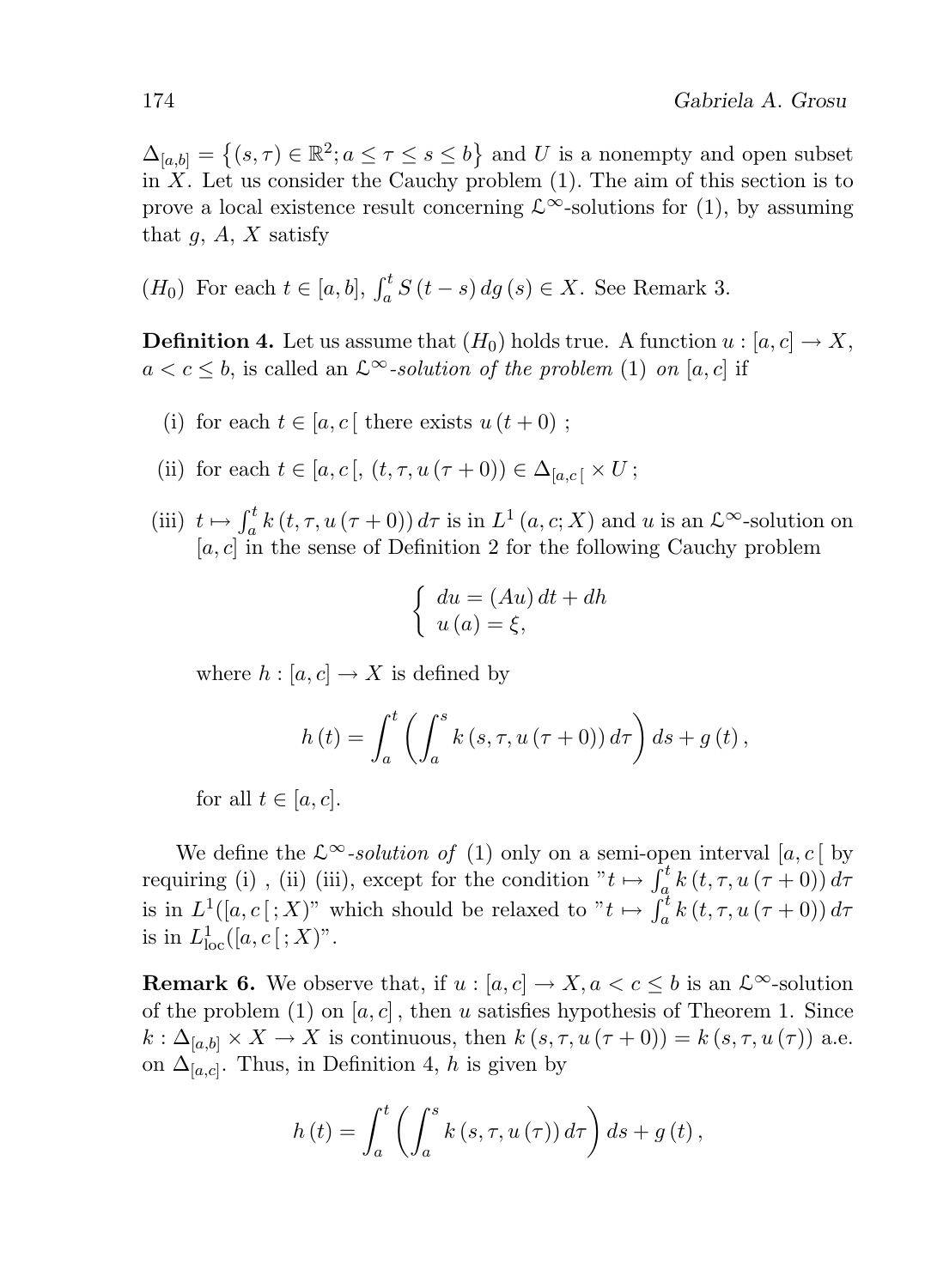$\Delta_{[a,b]} = \{(s,\tau) \in \mathbb{R}^2; a \le \tau \le s \le b\}$ and $U$ is a nonempty and open subset in $X$. Let us consider the Cauchy problem (1). The aim of this section is to prove a local existence result concerning $\mathcal{L}^\infty$-solutions for (1), by assuming that $g$, $A$, $X$ satisfy

$(H_0)$ For each $t \in [a,b]$, $\int_a^t S(t-s)\, dg(s) \in X$. See Remark 3.

**Definition 4.** Let us assume that $(H_0)$ holds true. A function $u : [a,c] \to X$, $a < c \le b$, is called an $\mathcal{L}^\infty$*-solution of the problem* (1) *on* $[a,c]$ if

(i) for each $t \in [a,c[$ there exists $u(t+0)$ ;

(ii) for each $t \in [a,c[$, $(t,\tau,u(\tau+0)) \in \Delta_{[a,c[} \times U$ ;

(iii) $t \mapsto \int_a^t k(t,\tau,u(\tau+0))\, d\tau$ is in $L^1(a,c;X)$ and $u$ is an $\mathcal{L}^\infty$-solution on $[a,c]$ in the sense of Definition 2 for the following Cauchy problem

$$\begin{cases} du = (Au)\, dt + dh \\ u(a) = \xi, \end{cases}$$

where $h : [a,c] \to X$ is defined by

$$h(t) = \int_a^t \left( \int_a^s k(s,\tau,u(\tau+0))\, d\tau \right) ds + g(t),$$

for all $t \in [a,c]$.

We define the $\mathcal{L}^\infty$*-solution of* (1) only on a semi-open interval $[a,c[$ by requiring (i) , (ii) (iii), except for the condition "$t \mapsto \int_a^t k(t,\tau,u(\tau+0))\, d\tau$ is in $L^1([a,c[\,;X)$" which should be relaxed to "$t \mapsto \int_a^t k(t,\tau,u(\tau+0))\, d\tau$ is in $L^1_{\text{loc}}([a,c[\,;X)$".

**Remark 6.** We observe that, if $u : [a,c] \to X, a < c \le b$ is an $\mathcal{L}^\infty$-solution of the problem (1) on $[a,c]$, then $u$ satisfies hypothesis of Theorem 1. Since $k : \Delta_{[a,b]} \times X \to X$ is continuous, then $k(s,\tau,u(\tau+0)) = k(s,\tau,u(\tau))$ a.e. on $\Delta_{[a,c]}$. Thus, in Definition 4, $h$ is given by

$$h(t) = \int_a^t \left( \int_a^s k(s,\tau,u(\tau))\, d\tau \right) ds + g(t),$$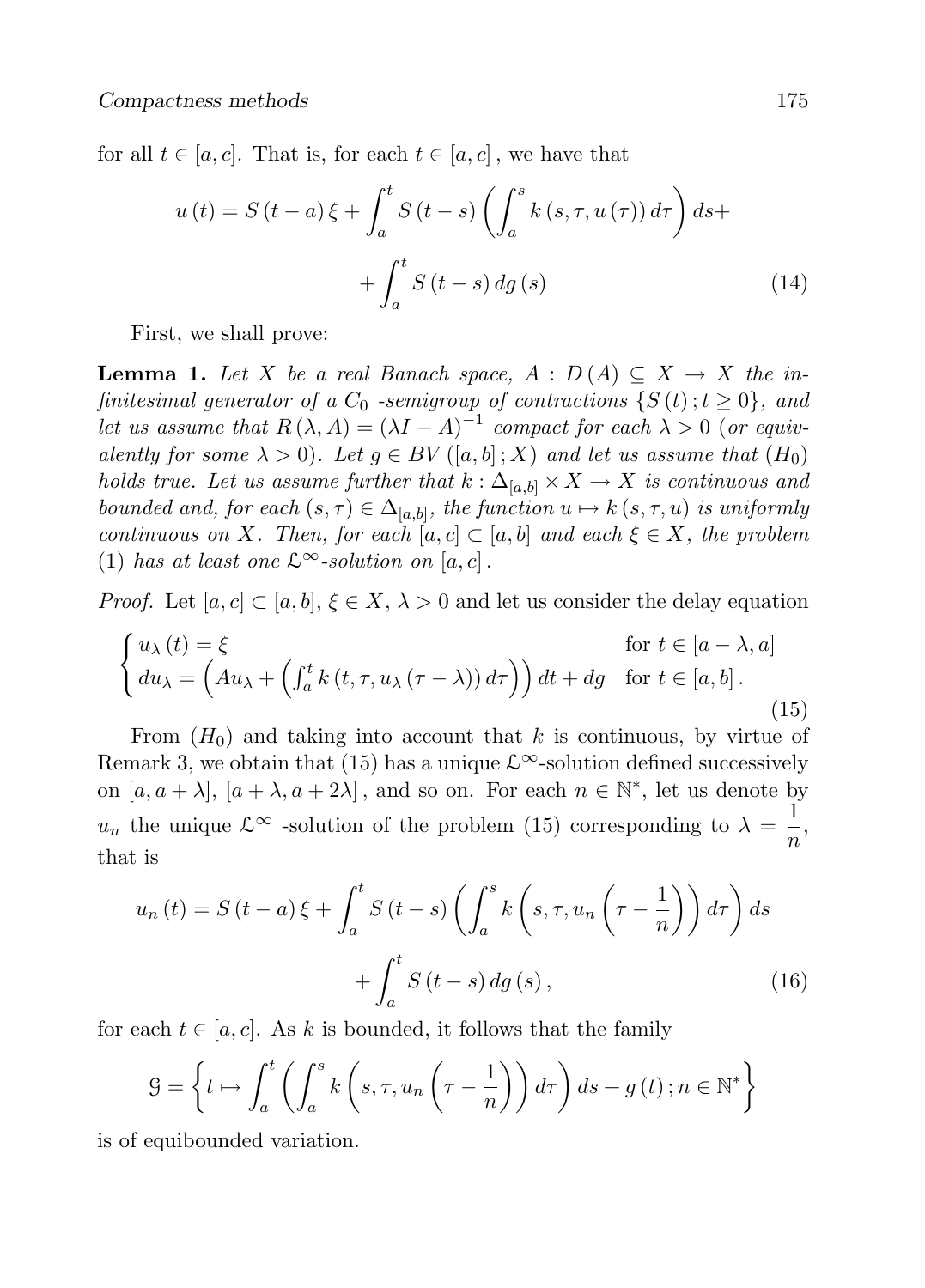for all $t \in [a, c]$. That is, for each $t \in [a, c]$, we have that

$$u(t) = S(t-a)\xi + \int_a^t S(t-s)\left(\int_a^s k(s, \tau, u(\tau))\, d\tau\right) ds + \\ + \int_a^t S(t-s)\, dg(s) \tag{14}$$

First, we shall prove:

**Lemma 1.** *Let $X$ be a real Banach space, $A : D(A) \subseteq X \to X$ the infinitesimal generator of a $C_0$ -semigroup of contractions $\{S(t); t \geq 0\}$, and let us assume that $R(\lambda, A) = (\lambda I - A)^{-1}$ compact for each $\lambda > 0$ (or equivalently for some $\lambda > 0$). Let $g \in BV([a, b]; X)$ and let us assume that $(H_0)$ holds true. Let us assume further that $k : \Delta_{[a,b]} \times X \to X$ is continuous and bounded and, for each $(s, \tau) \in \Delta_{[a,b]}$, the function $u \mapsto k(s, \tau, u)$ is uniformly continuous on $X$. Then, for each $[a, c] \subset [a, b]$ and each $\xi \in X$, the problem (1) has at least one $\mathcal{L}^\infty$-solution on $[a, c]$.*

*Proof.* Let $[a, c] \subset [a, b]$, $\xi \in X$, $\lambda > 0$ and let us consider the delay equation

$$\begin{cases} u_\lambda(t) = \xi & \text{for } t \in [a - \lambda, a] \\ du_\lambda = \left(Au_\lambda + \left(\int_a^t k(t, \tau, u_\lambda(\tau - \lambda))\, d\tau\right)\right) dt + dg & \text{for } t \in [a, b]. \end{cases} \tag{15}$$

From $(H_0)$ and taking into account that $k$ is continuous, by virtue of Remark 3, we obtain that (15) has a unique $\mathcal{L}^\infty$-solution defined successively on $[a, a + \lambda]$, $[a + \lambda, a + 2\lambda]$, and so on. For each $n \in \mathbb{N}^*$, let us denote by $u_n$ the unique $\mathcal{L}^\infty$ -solution of the problem (15) corresponding to $\lambda = \dfrac{1}{n}$, that is

$$u_n(t) = S(t-a)\xi + \int_a^t S(t-s)\left(\int_a^s k\left(s, \tau, u_n\left(\tau - \frac{1}{n}\right)\right) d\tau\right) ds \\ + \int_a^t S(t-s)\, dg(s), \tag{16}$$

for each $t \in [a, c]$. As $k$ is bounded, it follows that the family

$$\mathcal{G} = \left\{ t \mapsto \int_a^t \left(\int_a^s k\left(s, \tau, u_n\left(\tau - \frac{1}{n}\right)\right) d\tau\right) ds + g(t); n \in \mathbb{N}^* \right\}$$

is of equibounded variation.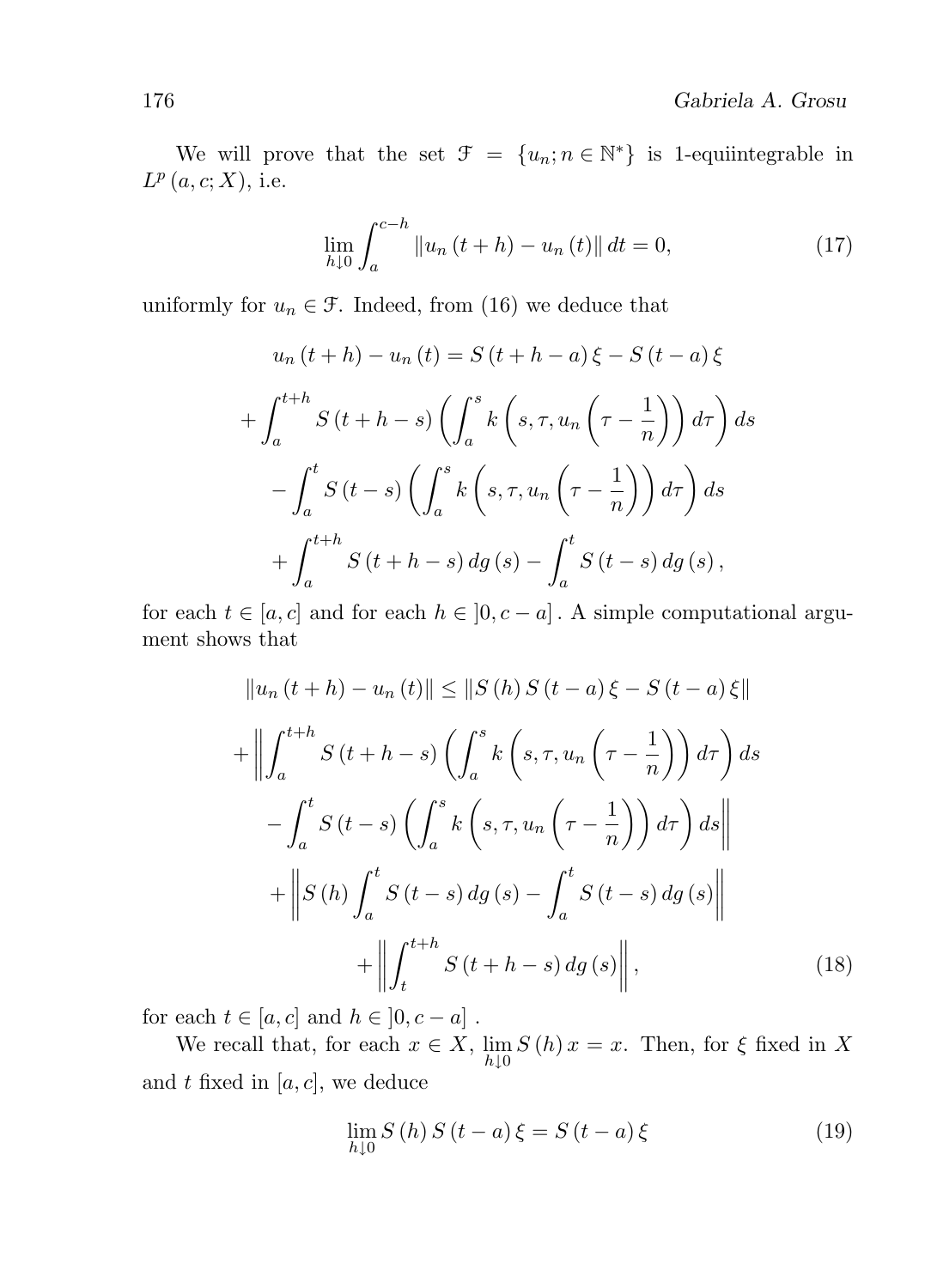We will prove that the set $\mathcal{F} = \{u_n; n \in \mathbb{N}^*\}$ is 1-equiintegrable in $L^p(a, c; X)$, i.e.

$$\lim_{h \downarrow 0} \int_a^{c-h} \|u_n(t+h) - u_n(t)\| \, dt = 0, \tag{17}$$

uniformly for $u_n \in \mathcal{F}$. Indeed, from (16) we deduce that

$$u_n(t+h) - u_n(t) = S(t+h-a)\xi - S(t-a)\xi$$

$$+ \int_a^{t+h} S(t+h-s) \left( \int_a^s k\left(s, \tau, u_n\left(\tau - \frac{1}{n}\right)\right) d\tau \right) ds$$

$$- \int_a^t S(t-s) \left( \int_a^s k\left(s, \tau, u_n\left(\tau - \frac{1}{n}\right)\right) d\tau \right) ds$$

$$+ \int_a^{t+h} S(t+h-s) \, dg(s) - \int_a^t S(t-s) \, dg(s),$$

for each $t \in [a, c]$ and for each $h \in \,]0, c-a]$. A simple computational argument shows that

$$\|u_n(t+h) - u_n(t)\| \leq \|S(h) S(t-a)\xi - S(t-a)\xi\|$$

$$+ \left\| \int_a^{t+h} S(t+h-s) \left( \int_a^s k\left(s, \tau, u_n\left(\tau - \frac{1}{n}\right)\right) d\tau \right) ds \right.$$

$$\left. - \int_a^t S(t-s) \left( \int_a^s k\left(s, \tau, u_n\left(\tau - \frac{1}{n}\right)\right) d\tau \right) ds \right\|$$

$$+ \left\| S(h) \int_a^t S(t-s) \, dg(s) - \int_a^t S(t-s) \, dg(s) \right\|$$

$$+ \left\| \int_t^{t+h} S(t+h-s) \, dg(s) \right\|, \tag{18}$$

for each $t \in [a, c]$ and $h \in \,]0, c-a]$.

We recall that, for each $x \in X$, $\lim_{h \downarrow 0} S(h)x = x$. Then, for $\xi$ fixed in $X$ and $t$ fixed in $[a, c]$, we deduce

$$\lim_{h \downarrow 0} S(h) S(t-a)\xi = S(t-a)\xi \tag{19}$$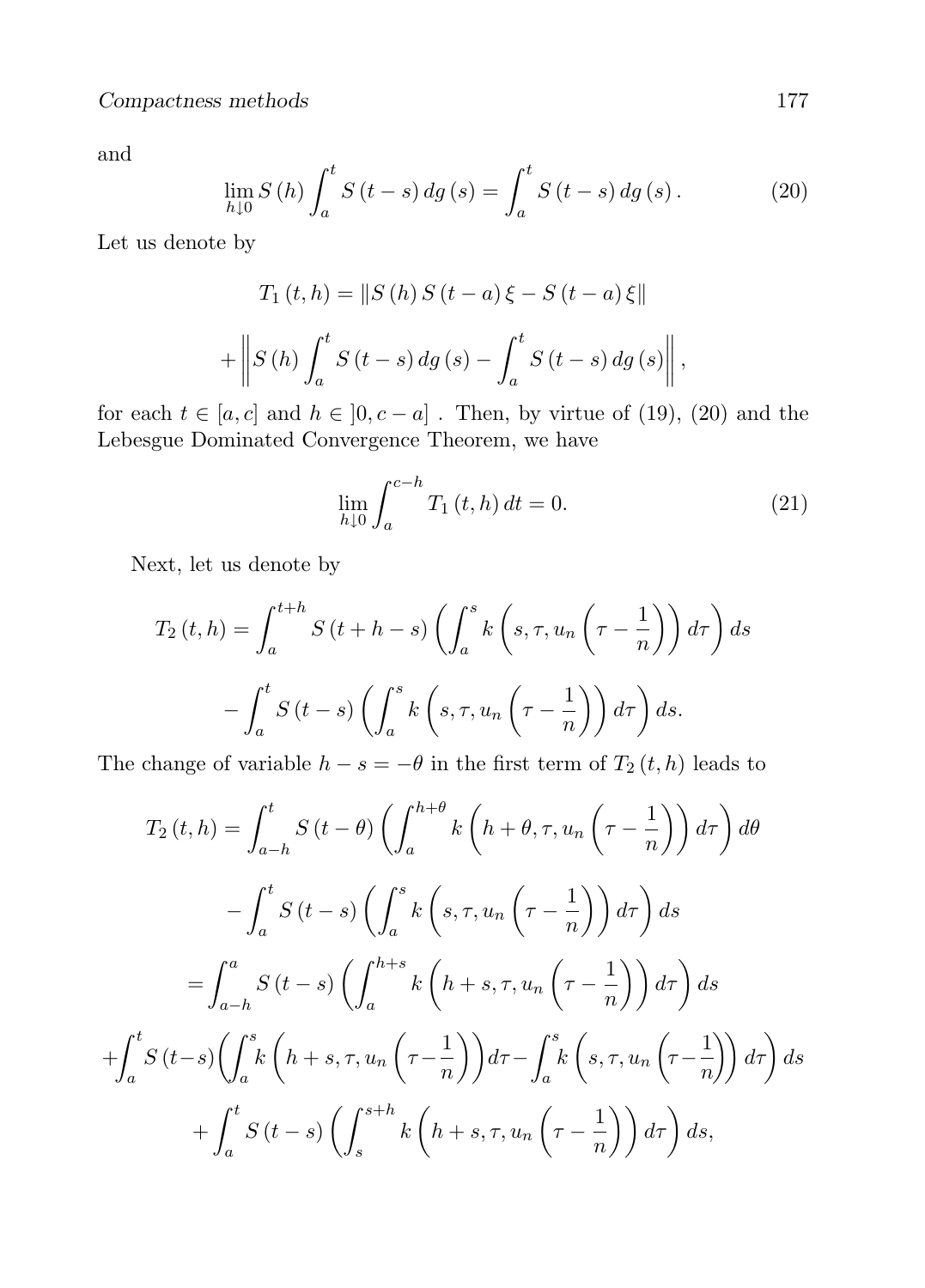and

$$\lim_{h\downarrow 0} S\left(h\right)\int_a^t S\left(t-s\right)dg\left(s\right) = \int_a^t S\left(t-s\right)dg\left(s\right). \tag{20}$$

Let us denote by

$$T_1\left(t,h\right) = \left\|S\left(h\right)S\left(t-a\right)\xi - S\left(t-a\right)\xi\right\|$$

$$+\left\|S\left(h\right)\int_a^t S\left(t-s\right)dg\left(s\right) - \int_a^t S\left(t-s\right)dg\left(s\right)\right\|,$$

for each $t \in [a,c]$ and $h \in \left]0, c-a\right]$. Then, by virtue of (19), (20) and the Lebesgue Dominated Convergence Theorem, we have

$$\lim_{h\downarrow 0}\int_a^{c-h} T_1\left(t,h\right)dt = 0. \tag{21}$$

Next, let us denote by

$$T_2\left(t,h\right) = \int_a^{t+h} S\left(t+h-s\right)\left(\int_a^s k\left(s,\tau,u_n\left(\tau-\frac{1}{n}\right)\right)d\tau\right)ds$$

$$-\int_a^t S\left(t-s\right)\left(\int_a^s k\left(s,\tau,u_n\left(\tau-\frac{1}{n}\right)\right)d\tau\right)ds.$$

The change of variable $h-s=-\theta$ in the first term of $T_2\left(t,h\right)$ leads to

$$T_2\left(t,h\right) = \int_{a-h}^t S\left(t-\theta\right)\left(\int_a^{h+\theta} k\left(h+\theta,\tau,u_n\left(\tau-\frac{1}{n}\right)\right)d\tau\right)d\theta$$

$$-\int_a^t S\left(t-s\right)\left(\int_a^s k\left(s,\tau,u_n\left(\tau-\frac{1}{n}\right)\right)d\tau\right)ds$$

$$=\int_{a-h}^a S\left(t-s\right)\left(\int_a^{h+s} k\left(h+s,\tau,u_n\left(\tau-\frac{1}{n}\right)\right)d\tau\right)ds$$

$$+\int_a^t S\left(t-s\right)\left(\int_a^s k\left(h+s,\tau,u_n\left(\tau-\frac{1}{n}\right)\right)d\tau - \int_a^s k\left(s,\tau,u_n\left(\tau-\frac{1}{n}\right)\right)d\tau\right)ds$$

$$+\int_a^t S\left(t-s\right)\left(\int_s^{s+h} k\left(h+s,\tau,u_n\left(\tau-\frac{1}{n}\right)\right)d\tau\right)ds,$$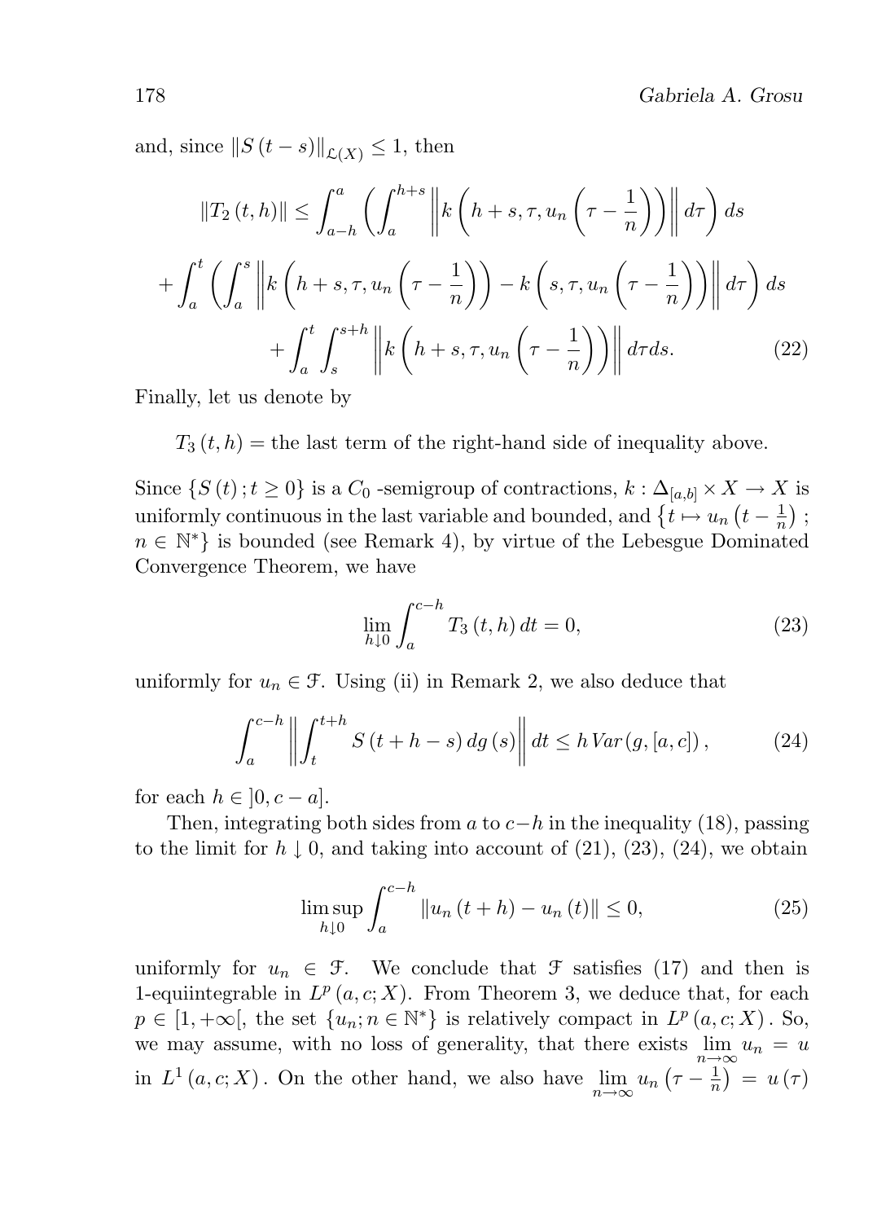and, since $\|S(t-s)\|_{\mathcal{L}(X)} \leq 1$, then

$$
\|T_2(t,h)\| \leq \int_{a-h}^{a} \left( \int_{a}^{h+s} \left\| k\left(h+s,\tau,u_n\left(\tau-\frac{1}{n}\right)\right) \right\| d\tau \right) ds
$$

$$
+ \int_{a}^{t} \left( \int_{a}^{s} \left\| k\left(h+s,\tau,u_n\left(\tau-\frac{1}{n}\right)\right) - k\left(s,\tau,u_n\left(\tau-\frac{1}{n}\right)\right) \right\| d\tau \right) ds
$$

$$
+ \int_{a}^{t} \int_{s}^{s+h} \left\| k\left(h+s,\tau,u_n\left(\tau-\frac{1}{n}\right)\right) \right\| d\tau ds. \tag{22}
$$

Finally, let us denote by

$T_3(t,h) =$ the last term of the right-hand side of inequality above.

Since $\{S(t);t\geq 0\}$ is a $C_0$ -semigroup of contractions, $k : \Delta_{[a,b]} \times X \to X$ is uniformly continuous in the last variable and bounded, and $\left\{t \mapsto u_n\left(t-\frac{1}{n}\right);\right.$ $\left.n \in \mathbb{N}^*\right\}$ is bounded (see Remark 4), by virtue of the Lebesgue Dominated Convergence Theorem, we have

$$
\lim_{h\downarrow 0} \int_{a}^{c-h} T_3(t,h)\, dt = 0, \tag{23}
$$

uniformly for $u_n \in \mathcal{F}$. Using (ii) in Remark 2, we also deduce that

$$
\int_{a}^{c-h} \left\| \int_{t}^{t+h} S(t+h-s)\, dg(s) \right\| dt \leq h\, Var(g,[a,c]), \tag{24}
$$

for each $h \in ]0, c-a]$.

Then, integrating both sides from $a$ to $c-h$ in the inequality (18), passing to the limit for $h \downarrow 0$, and taking into account of (21), (23), (24), we obtain

$$
\limsup_{h\downarrow 0} \int_{a}^{c-h} \|u_n(t+h) - u_n(t)\| \leq 0, \tag{25}
$$

uniformly for $u_n \in \mathcal{F}$. We conclude that $\mathcal{F}$ satisfies (17) and then is 1-equiintegrable in $L^p(a,c;X)$. From Theorem 3, we deduce that, for each $p \in [1,+\infty[$, the set $\{u_n; n \in \mathbb{N}^*\}$ is relatively compact in $L^p(a,c;X)$. So, we may assume, with no loss of generality, that there exists $\lim_{n\to\infty} u_n = u$ in $L^1(a,c;X)$. On the other hand, we also have $\lim_{n\to\infty} u_n\left(\tau - \frac{1}{n}\right) = u(\tau)$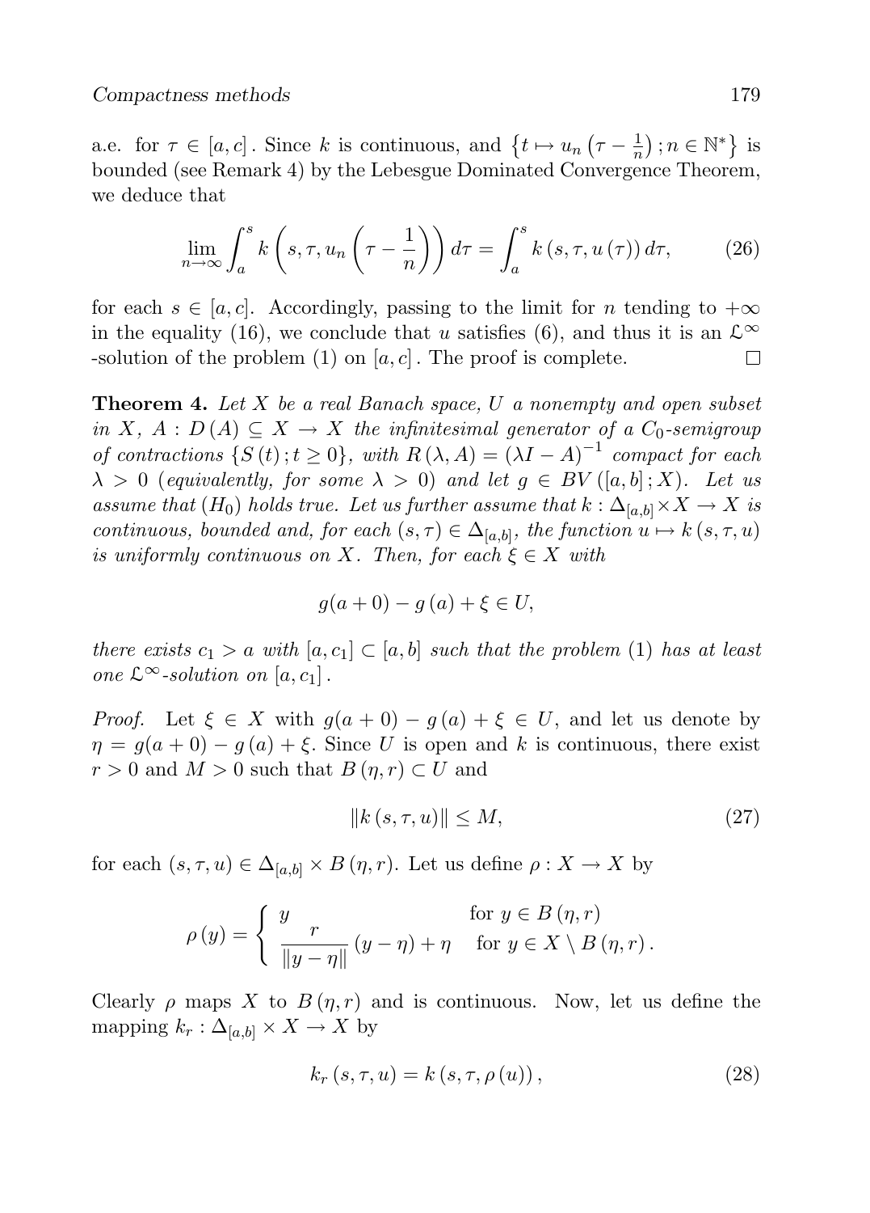a.e. for $\tau \in [a,c]$. Since $k$ is continuous, and $\left\{t \mapsto u_n\left(\tau - \frac{1}{n}\right); n \in \mathbb{N}^*\right\}$ is bounded (see Remark 4) by the Lebesgue Dominated Convergence Theorem, we deduce that

$$\lim_{n\to\infty} \int_a^s k\left(s,\tau,u_n\left(\tau - \frac{1}{n}\right)\right) d\tau = \int_a^s k\left(s,\tau,u\left(\tau\right)\right) d\tau, \tag{26}$$

for each $s \in [a,c]$. Accordingly, passing to the limit for $n$ tending to $+\infty$ in the equality (16), we conclude that $u$ satisfies (6), and thus it is an $\mathfrak{L}^\infty$ -solution of the problem (1) on $[a,c]$. The proof is complete. $\square$

**Theorem 4.** *Let $X$ be a real Banach space, $U$ a nonempty and open subset in $X$, $A : D(A) \subseteq X \to X$ the infinitesimal generator of a $C_0$-semigroup of contractions $\{S(t); t \geq 0\}$, with $R(\lambda, A) = (\lambda I - A)^{-1}$ compact for each $\lambda > 0$ (equivalently, for some $\lambda > 0$) and let $g \in BV([a,b]; X)$. Let us assume that $(H_0)$ holds true. Let us further assume that $k : \Delta_{[a,b]} \times X \to X$ is continuous, bounded and, for each $(s,\tau) \in \Delta_{[a,b]}$, the function $u \mapsto k(s,\tau,u)$ is uniformly continuous on $X$. Then, for each $\xi \in X$ with*

$$g(a+0) - g(a) + \xi \in U,$$

*there exists $c_1 > a$ with $[a,c_1] \subset [a,b]$ such that the problem (1) has at least one $\mathfrak{L}^\infty$-solution on $[a,c_1]$.*

*Proof.* Let $\xi \in X$ with $g(a+0) - g(a) + \xi \in U$, and let us denote by $\eta = g(a+0) - g(a) + \xi$. Since $U$ is open and $k$ is continuous, there exist $r > 0$ and $M > 0$ such that $B(\eta, r) \subset U$ and

$$\|k(s,\tau,u)\| \leq M, \tag{27}$$

for each $(s,\tau,u) \in \Delta_{[a,b]} \times B(\eta,r)$. Let us define $\rho : X \to X$ by

$$\rho(y) = \begin{cases} y & \text{for } y \in B(\eta,r) \\ \dfrac{r}{\|y-\eta\|}(y-\eta) + \eta & \text{for } y \in X \setminus B(\eta,r). \end{cases}$$

Clearly $\rho$ maps $X$ to $B(\eta,r)$ and is continuous. Now, let us define the mapping $k_r : \Delta_{[a,b]} \times X \to X$ by

$$k_r(s,\tau,u) = k(s,\tau,\rho(u)), \tag{28}$$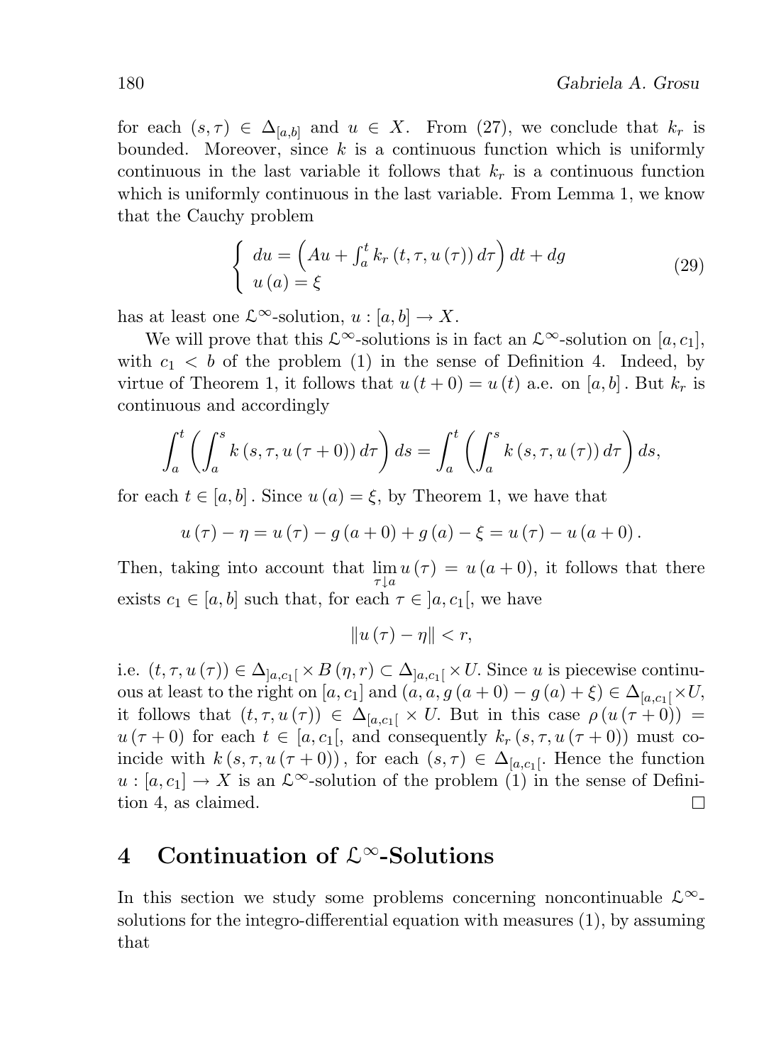for each $(s, \tau) \in \Delta_{[a,b]}$ and $u \in X$. From (27), we conclude that $k_r$ is bounded. Moreover, since $k$ is a continuous function which is uniformly continuous in the last variable it follows that $k_r$ is a continuous function which is uniformly continuous in the last variable. From Lemma 1, we know that the Cauchy problem

$$\begin{cases} du = \left( Au + \int_a^t k_r \left( t, \tau, u \left( \tau \right) \right) d\tau \right) dt + dg \\ u \left( a \right) = \xi \end{cases} \tag{29}$$

has at least one $\mathcal{L}^\infty$-solution, $u : [a, b] \to X$.

We will prove that this $\mathcal{L}^\infty$-solutions is in fact an $\mathcal{L}^\infty$-solution on $[a, c_1]$, with $c_1 < b$ of the problem (1) in the sense of Definition 4. Indeed, by virtue of Theorem 1, it follows that $u(t + 0) = u(t)$ a.e. on $[a, b]$. But $k_r$ is continuous and accordingly

$$\int_a^t \left( \int_a^s k \left( s, \tau, u \left( \tau + 0 \right) \right) d\tau \right) ds = \int_a^t \left( \int_a^s k \left( s, \tau, u \left( \tau \right) \right) d\tau \right) ds,$$

for each $t \in [a, b]$. Since $u(a) = \xi$, by Theorem 1, we have that

$$u(\tau) - \eta = u(\tau) - g(a + 0) + g(a) - \xi = u(\tau) - u(a + 0).$$

Then, taking into account that $\lim_{\tau \downarrow a} u(\tau) = u(a + 0)$, it follows that there exists $c_1 \in [a, b]$ such that, for each $\tau \in ]a, c_1[$, we have

$$\| u(\tau) - \eta \| < r,$$

i.e. $(t, \tau, u(\tau)) \in \Delta_{]a,c_1[} \times B(\eta, r) \subset \Delta_{]a,c_1[} \times U$. Since $u$ is piecewise continuous at least to the right on $[a, c_1]$ and $(a, a, g(a + 0) - g(a) + \xi) \in \Delta_{[a,c_1[} \times U$, it follows that $(t, \tau, u(\tau)) \in \Delta_{[a,c_1[} \times U$. But in this case $\rho(u(\tau + 0)) = u(\tau + 0)$ for each $t \in [a, c_1[$, and consequently $k_r(s, \tau, u(\tau + 0))$ must coincide with $k(s, \tau, u(\tau + 0))$, for each $(s, \tau) \in \Delta_{[a,c_1[}$. Hence the function $u : [a, c_1] \to X$ is an $\mathcal{L}^\infty$-solution of the problem (1) in the sense of Definition 4, as claimed. □

## 4 Continuation of $\mathcal{L}^\infty$-Solutions

In this section we study some problems concerning noncontinuable $\mathcal{L}^\infty$-solutions for the integro-differential equation with measures (1), by assuming that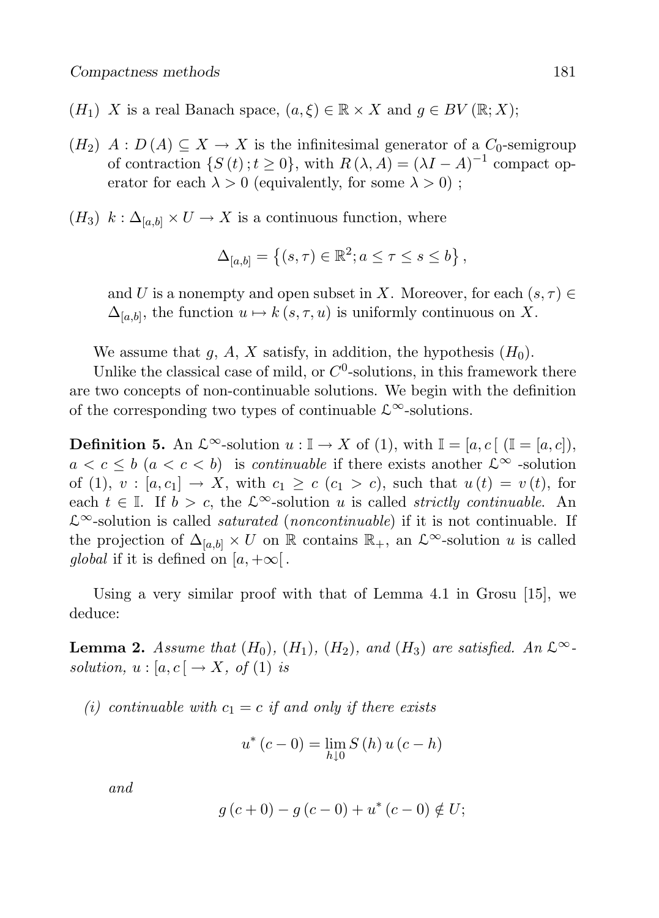$(H_1)$ $X$ is a real Banach space, $(a, \xi) \in \mathbb{R} \times X$ and $g \in BV(\mathbb{R}; X)$;

$(H_2)$ $A : D(A) \subseteq X \to X$ is the infinitesimal generator of a $C_0$-semigroup of contraction $\{S(t); t \geq 0\}$, with $R(\lambda, A) = (\lambda I - A)^{-1}$ compact operator for each $\lambda > 0$ (equivalently, for some $\lambda > 0$) ;

$(H_3)$ $k : \Delta_{[a,b]} \times U \to X$ is a continuous function, where

$$\Delta_{[a,b]} = \left\{(s, \tau) \in \mathbb{R}^2; a \leq \tau \leq s \leq b\right\},$$

and $U$ is a nonempty and open subset in $X$. Moreover, for each $(s, \tau) \in \Delta_{[a,b]}$, the function $u \mapsto k(s, \tau, u)$ is uniformly continuous on $X$.

We assume that $g$, $A$, $X$ satisfy, in addition, the hypothesis $(H_0)$.

Unlike the classical case of mild, or $C^0$-solutions, in this framework there are two concepts of non-continuable solutions. We begin with the definition of the corresponding two types of continuable $\mathfrak{L}^\infty$-solutions.

**Definition 5.** An $\mathfrak{L}^\infty$-solution $u : \mathbb{I} \to X$ of (1), with $\mathbb{I} = [a, c[$ ($\mathbb{I} = [a, c]$), $a < c \leq b$ ($a < c < b$) is *continuable* if there exists another $\mathfrak{L}^\infty$ -solution of (1), $v : [a, c_1] \to X$, with $c_1 \geq c$ ($c_1 > c$), such that $u(t) = v(t)$, for each $t \in \mathbb{I}$. If $b > c$, the $\mathfrak{L}^\infty$-solution $u$ is called *strictly continuable*. An $\mathfrak{L}^\infty$-solution is called *saturated* (*noncontinuable*) if it is not continuable. If the projection of $\Delta_{[a,b]} \times U$ on $\mathbb{R}$ contains $\mathbb{R}_+$, an $\mathfrak{L}^\infty$-solution $u$ is called *global* if it is defined on $[a, +\infty[$.

Using a very similar proof with that of Lemma 4.1 in Grosu [15], we deduce:

**Lemma 2.** *Assume that $(H_0)$, $(H_1)$, $(H_2)$, and $(H_3)$ are satisfied. An $\mathfrak{L}^\infty$-solution, $u : [a, c[ \to X$, of (1) is*

*(i) continuable with $c_1 = c$ if and only if there exists*

$$u^*(c - 0) = \lim_{h \downarrow 0} S(h) u(c - h)$$

*and*

$$g(c + 0) - g(c - 0) + u^*(c - 0) \notin U;$$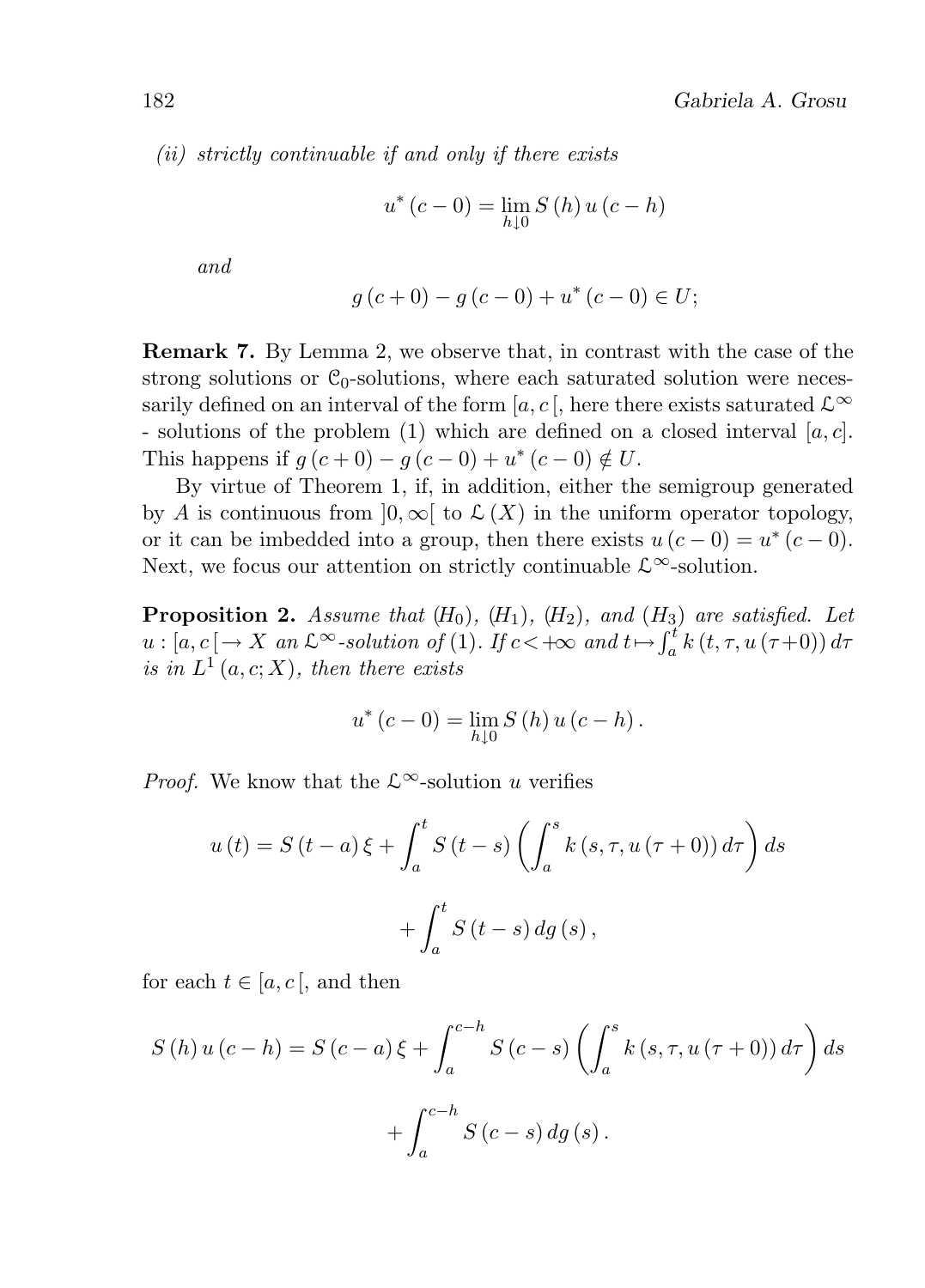*(ii) strictly continuable if and only if there exists*

$$u^*(c-0) = \lim_{h \downarrow 0} S(h)\, u(c-h)$$

*and*

$$g(c+0) - g(c-0) + u^*(c-0) \in U;$$

**Remark 7.** By Lemma 2, we observe that, in contrast with the case of the strong solutions or $\mathcal{C}_0$-solutions, where each saturated solution were necessarily defined on an interval of the form $[a, c[$, here there exists saturated $\mathcal{L}^\infty$ - solutions of the problem (1) which are defined on a closed interval $[a, c]$. This happens if $g(c+0) - g(c-0) + u^*(c-0) \notin U$.

By virtue of Theorem 1, if, in addition, either the semigroup generated by $A$ is continuous from $]0, \infty[$ to $\mathcal{L}(X)$ in the uniform operator topology, or it can be imbedded into a group, then there exists $u(c-0) = u^*(c-0)$. Next, we focus our attention on strictly continuable $\mathcal{L}^\infty$-solution.

**Proposition 2.** *Assume that* $(H_0)$, $(H_1)$, $(H_2)$, *and* $(H_3)$ *are satisfied. Let* $u : [a, c[ \to X$ *an* $\mathcal{L}^\infty$*-solution of* (1). *If* $c < +\infty$ *and* $t \mapsto \int_a^t k(t, \tau, u(\tau+0))\, d\tau$ *is in* $L^1(a, c; X)$, *then there exists*

$$u^*(c-0) = \lim_{h \downarrow 0} S(h)\, u(c-h).$$

*Proof.* We know that the $\mathcal{L}^\infty$-solution $u$ verifies

$$u(t) = S(t-a)\,\xi + \int_a^t S(t-s) \left( \int_a^s k(s, \tau, u(\tau+0))\, d\tau \right) ds$$

$$+ \int_a^t S(t-s)\, dg(s),$$

for each $t \in [a, c[$, and then

$$S(h)\, u(c-h) = S(c-a)\,\xi + \int_a^{c-h} S(c-s) \left( \int_a^s k(s, \tau, u(\tau+0))\, d\tau \right) ds$$

$$+ \int_a^{c-h} S(c-s)\, dg(s).$$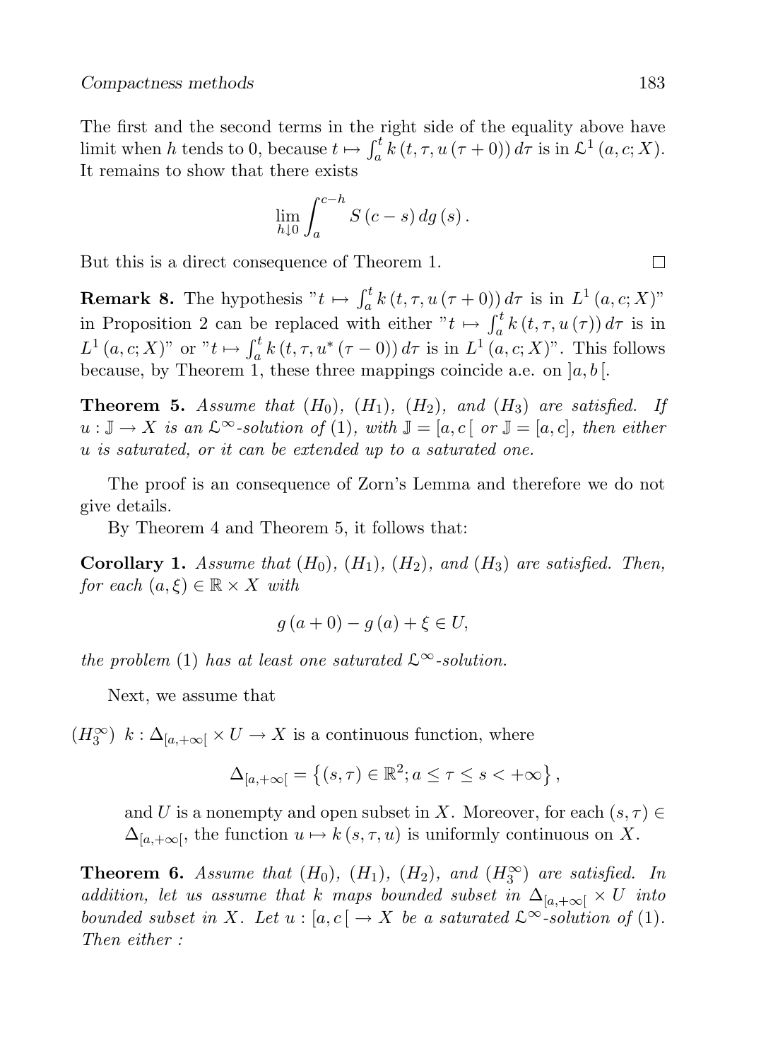The first and the second terms in the right side of the equality above have limit when $h$ tends to 0, because $t \mapsto \int_a^t k(t, \tau, u(\tau + 0))\, d\tau$ is in $\mathfrak{L}^1(a, c; X)$. It remains to show that there exists

$$\lim_{h \downarrow 0} \int_a^{c-h} S(c - s)\, dg(s).$$

But this is a direct consequence of Theorem 1. $\square$

**Remark 8.** The hypothesis "$t \mapsto \int_a^t k(t, \tau, u(\tau + 0))\, d\tau$ is in $L^1(a, c; X)$" in Proposition 2 can be replaced with either "$t \mapsto \int_a^t k(t, \tau, u(\tau))\, d\tau$ is in $L^1(a, c; X)$" or "$t \mapsto \int_a^t k(t, \tau, u^*(\tau - 0))\, d\tau$ is in $L^1(a, c; X)$". This follows because, by Theorem 1, these three mappings coincide a.e. on $]a, b[$.

**Theorem 5.** *Assume that $(H_0)$, $(H_1)$, $(H_2)$, and $(H_3)$ are satisfied. If $u : \mathbb{J} \to X$ is an $\mathfrak{L}^\infty$-solution of* (1)*, with $\mathbb{J} = [a, c[$ or $\mathbb{J} = [a, c]$, then either $u$ is saturated, or it can be extended up to a saturated one.*

The proof is an consequence of Zorn's Lemma and therefore we do not give details.

By Theorem 4 and Theorem 5, it follows that:

**Corollary 1.** *Assume that $(H_0)$, $(H_1)$, $(H_2)$, and $(H_3)$ are satisfied. Then, for each $(a, \xi) \in \mathbb{R} \times X$ with*

$$g(a + 0) - g(a) + \xi \in U,$$

*the problem* (1) *has at least one saturated $\mathfrak{L}^\infty$-solution.*

Next, we assume that

$(H_3^\infty)$ $k : \Delta_{[a,+\infty[} \times U \to X$ is a continuous function, where

$$\Delta_{[a,+\infty[} = \left\{(s, \tau) \in \mathbb{R}^2; a \leq \tau \leq s < +\infty\right\},$$

and $U$ is a nonempty and open subset in $X$. Moreover, for each $(s, \tau) \in \Delta_{[a,+\infty[}$, the function $u \mapsto k(s, \tau, u)$ is uniformly continuous on $X$.

**Theorem 6.** *Assume that $(H_0)$, $(H_1)$, $(H_2)$, and $(H_3^\infty)$ are satisfied. In addition, let us assume that $k$ maps bounded subset in $\Delta_{[a,+\infty[} \times U$ into bounded subset in $X$. Let $u : [a, c[ \to X$ be a saturated $\mathfrak{L}^\infty$-solution of* (1)*. Then either :*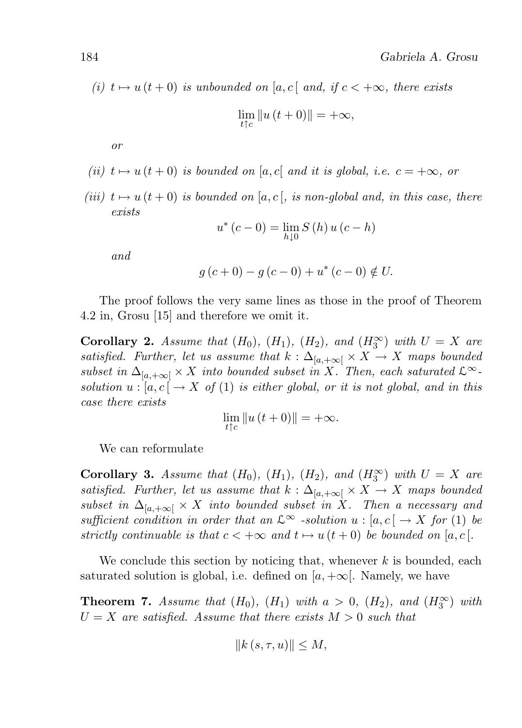*(i)* $t \mapsto u(t+0)$ *is unbounded on* $[a, c[$ *and, if* $c < +\infty$*, there exists*

$$\lim_{t \uparrow c} \|u(t+0)\| = +\infty,$$

*or*

*(ii)* $t \mapsto u(t+0)$ *is bounded on* $[a, c[$ *and it is global, i.e.* $c = +\infty$*, or*

*(iii)* $t \mapsto u(t+0)$ *is bounded on* $[a, c[$*, is non-global and, in this case, there exists*

$$u^*(c-0) = \lim_{h \downarrow 0} S(h)\, u(c-h)$$

*and*

$$g(c+0) - g(c-0) + u^*(c-0) \notin U.$$

The proof follows the very same lines as those in the proof of Theorem 4.2 in, Grosu [15] and therefore we omit it.

**Corollary 2.** *Assume that* $(H_0)$*,* $(H_1)$*,* $(H_2)$*, and* $(H_3^\infty)$ *with* $U = X$ *are satisfied. Further, let us assume that* $k : \Delta_{[a,+\infty[} \times X \to X$ *maps bounded subset in* $\Delta_{[a,+\infty[} \times X$ *into bounded subset in* $X$*. Then, each saturated* $\mathfrak{L}^\infty$*-solution* $u : [a, c[ \to X$ *of* (1) *is either global, or it is not global, and in this case there exists*

$$\lim_{t \uparrow c} \|u(t+0)\| = +\infty.$$

We can reformulate

**Corollary 3.** *Assume that* $(H_0)$*,* $(H_1)$*,* $(H_2)$*, and* $(H_3^\infty)$ *with* $U = X$ *are satisfied. Further, let us assume that* $k : \Delta_{[a,+\infty[} \times X \to X$ *maps bounded subset in* $\Delta_{[a,+\infty[} \times X$ *into bounded subset in* $X$*. Then a necessary and sufficient condition in order that an* $\mathfrak{L}^\infty$ *-solution* $u : [a, c[ \to X$ *for* (1) *be strictly continuable is that* $c < +\infty$ *and* $t \mapsto u(t+0)$ *be bounded on* $[a, c[$*.*

We conclude this section by noticing that, whenever $k$ is bounded, each saturated solution is global, i.e. defined on $[a, +\infty[$. Namely, we have

**Theorem 7.** *Assume that* $(H_0)$*,* $(H_1)$ *with* $a > 0$*,* $(H_2)$*, and* $(H_3^\infty)$ *with* $U = X$ *are satisfied. Assume that there exists* $M > 0$ *such that*

$$\|k(s, \tau, u)\| \leq M,$$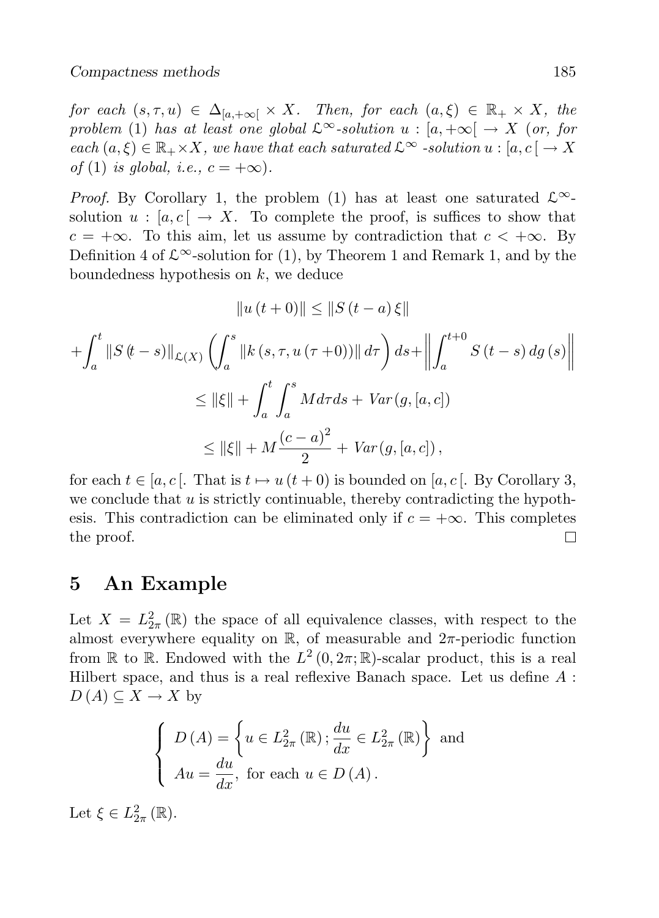*for each* $(s, \tau, u) \in \Delta_{[a,+\infty[} \times X$*. Then, for each* $(a, \xi) \in \mathbb{R}_+ \times X$*, the problem* (1) *has at least one global* $\mathcal{L}^\infty$*-solution* $u : [a, +\infty[ \to X$ *(or, for each* $(a, \xi) \in \mathbb{R}_+ \times X$*, we have that each saturated* $\mathcal{L}^\infty$ *-solution* $u : [a, c\,[ \to X$ *of* (1) *is global, i.e.,* $c = +\infty$*).*

*Proof.* By Corollary 1, the problem (1) has at least one saturated $\mathcal{L}^\infty$-solution $u : [a, c\,[ \to X$. To complete the proof, is suffices to show that $c = +\infty$. To this aim, let us assume by contradiction that $c < +\infty$. By Definition 4 of $\mathcal{L}^\infty$-solution for (1), by Theorem 1 and Remark 1, and by the boundedness hypothesis on $k$, we deduce

$$\|u(t+0)\| \leq \|S(t-a)\xi\|$$

$$+\int_a^t \|S(t-s)\|_{\mathcal{L}(X)} \left(\int_a^s \|k(s,\tau,u(\tau+0))\| \, d\tau\right) ds + \left\|\int_a^{t+0} S(t-s)\, dg(s)\right\|$$

$$\leq \|\xi\| + \int_a^t \int_a^s M \, d\tau ds + Var(g, [a,c])$$

$$\leq \|\xi\| + M\frac{(c-a)^2}{2} + Var(g, [a,c]),$$

for each $t \in [a, c\,[$. That is $t \mapsto u(t+0)$ is bounded on $[a, c\,[$. By Corollary 3, we conclude that $u$ is strictly continuable, thereby contradicting the hypothesis. This contradiction can be eliminated only if $c = +\infty$. This completes the proof. □

## 5 An Example

Let $X = L^2_{2\pi}(\mathbb{R})$ the space of all equivalence classes, with respect to the almost everywhere equality on $\mathbb{R}$, of measurable and $2\pi$-periodic function from $\mathbb{R}$ to $\mathbb{R}$. Endowed with the $L^2(0, 2\pi; \mathbb{R})$-scalar product, this is a real Hilbert space, and thus is a real reflexive Banach space. Let us define $A : D(A) \subseteq X \to X$ by

$$\begin{cases} D(A) = \left\{u \in L^2_{2\pi}(\mathbb{R}) ; \dfrac{du}{dx} \in L^2_{2\pi}(\mathbb{R})\right\} \text{ and} \\ Au = \dfrac{du}{dx}, \text{ for each } u \in D(A). \end{cases}$$

Let $\xi \in L^2_{2\pi}(\mathbb{R})$.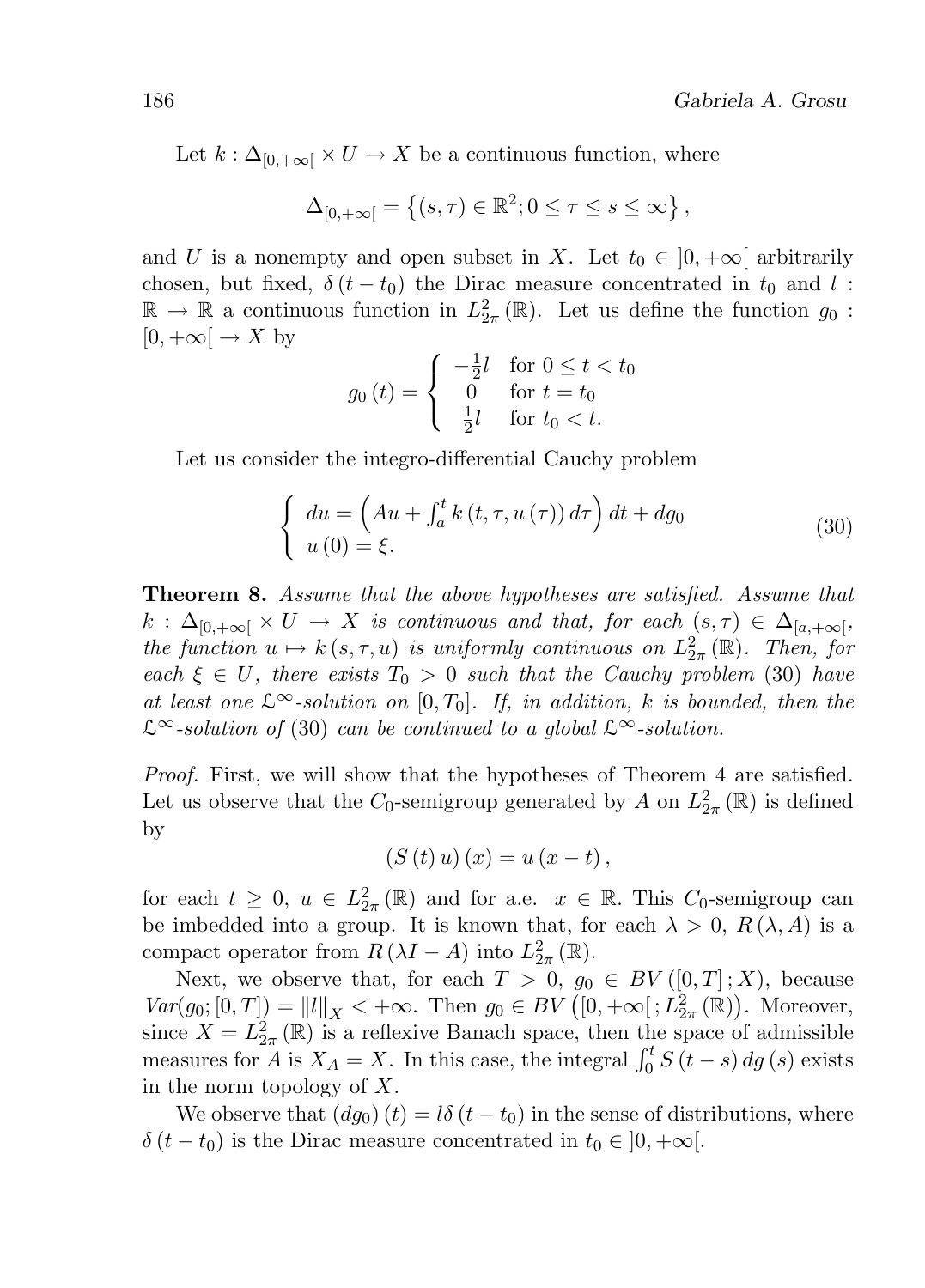Let $k : \Delta_{[0,+\infty[} \times U \to X$ be a continuous function, where

$$\Delta_{[0,+\infty[} = \left\{ (s, \tau) \in \mathbb{R}^2 ; 0 \leq \tau \leq s \leq \infty \right\},$$

and $U$ is a nonempty and open subset in $X$. Let $t_0 \in ]0, +\infty[$ arbitrarily chosen, but fixed, $\delta(t - t_0)$ the Dirac measure concentrated in $t_0$ and $l : \mathbb{R} \to \mathbb{R}$ a continuous function in $L^2_{2\pi}(\mathbb{R})$. Let us define the function $g_0 : [0, +\infty[ \to X$ by

$$g_0(t) = \begin{cases} -\frac{1}{2} l & \text{for } 0 \leq t < t_0 \\ 0 & \text{for } t = t_0 \\ \frac{1}{2} l & \text{for } t_0 < t. \end{cases}$$

Let us consider the integro-differential Cauchy problem

$$\begin{cases} du = \left( Au + \int_a^t k(t, \tau, u(\tau)) \, d\tau \right) dt + dg_0 \\ u(0) = \xi. \end{cases} \tag{30}$$

**Theorem 8.** *Assume that the above hypotheses are satisfied. Assume that $k : \Delta_{[0,+\infty[} \times U \to X$ is continuous and that, for each $(s, \tau) \in \Delta_{[a,+\infty[}$, the function $u \mapsto k(s, \tau, u)$ is uniformly continuous on $L^2_{2\pi}(\mathbb{R})$. Then, for each $\xi \in U$, there exists $T_0 > 0$ such that the Cauchy problem* (30) *have at least one $\mathfrak{L}^\infty$-solution on $[0, T_0]$. If, in addition, $k$ is bounded, then the $\mathfrak{L}^\infty$-solution of* (30) *can be continued to a global $\mathfrak{L}^\infty$-solution.*

*Proof.* First, we will show that the hypotheses of Theorem 4 are satisfied. Let us observe that the $C_0$-semigroup generated by $A$ on $L^2_{2\pi}(\mathbb{R})$ is defined by

$$(S(t) u)(x) = u(x - t),$$

for each $t \geq 0$, $u \in L^2_{2\pi}(\mathbb{R})$ and for a.e. $x \in \mathbb{R}$. This $C_0$-semigroup can be imbedded into a group. It is known that, for each $\lambda > 0$, $R(\lambda, A)$ is a compact operator from $R(\lambda I - A)$ into $L^2_{2\pi}(\mathbb{R})$.

Next, we observe that, for each $T > 0$, $g_0 \in BV([0, T]; X)$, because $Var(g_0; [0, T]) = \|l\|_X < +\infty$. Then $g_0 \in BV\left([0, +\infty[; L^2_{2\pi}(\mathbb{R})\right)$. Moreover, since $X = L^2_{2\pi}(\mathbb{R})$ is a reflexive Banach space, then the space of admissible measures for $A$ is $X_A = X$. In this case, the integral $\int_0^t S(t - s) \, dg(s)$ exists in the norm topology of $X$.

We observe that $(dg_0)(t) = l\delta(t - t_0)$ in the sense of distributions, where $\delta(t - t_0)$ is the Dirac measure concentrated in $t_0 \in ]0, +\infty[$.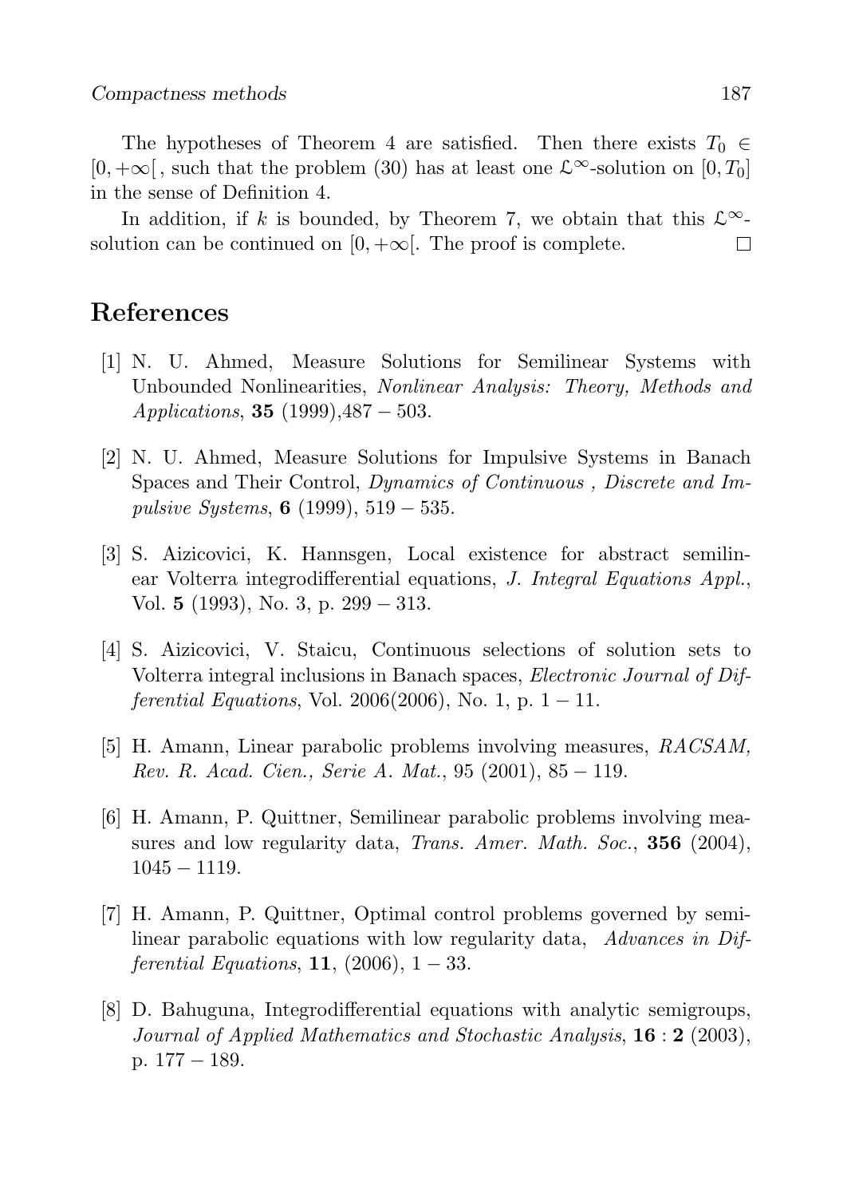The hypotheses of Theorem 4 are satisfied. Then there exists $T_0 \in [0, +\infty[$, such that the problem (30) has at least one $\mathcal{L}^\infty$-solution on $[0, T_0]$ in the sense of Definition 4.

In addition, if $k$ is bounded, by Theorem 7, we obtain that this $\mathcal{L}^\infty$-solution can be continued on $[0, +\infty[$. The proof is complete. $\square$

## References

[1] N. U. Ahmed, Measure Solutions for Semilinear Systems with Unbounded Nonlinearities, *Nonlinear Analysis: Theory, Methods and Applications*, **35** (1999),487 − 503.

[2] N. U. Ahmed, Measure Solutions for Impulsive Systems in Banach Spaces and Their Control, *Dynamics of Continuous , Discrete and Impulsive Systems*, **6** (1999), 519 − 535.

[3] S. Aizicovici, K. Hannsgen, Local existence for abstract semilinear Volterra integrodifferential equations, *J. Integral Equations Appl.*, Vol. **5** (1993), No. 3, p. 299 − 313.

[4] S. Aizicovici, V. Staicu, Continuous selections of solution sets to Volterra integral inclusions in Banach spaces, *Electronic Journal of Differential Equations*, Vol. 2006(2006), No. 1, p. 1 − 11.

[5] H. Amann, Linear parabolic problems involving measures, *RACSAM, Rev. R. Acad. Cien., Serie A. Mat.*, 95 (2001), 85 − 119.

[6] H. Amann, P. Quittner, Semilinear parabolic problems involving measures and low regularity data, *Trans. Amer. Math. Soc.*, **356** (2004), 1045 − 1119.

[7] H. Amann, P. Quittner, Optimal control problems governed by semilinear parabolic equations with low regularity data, *Advances in Differential Equations*, **11**, (2006), 1 − 33.

[8] D. Bahuguna, Integrodifferential equations with analytic semigroups, *Journal of Applied Mathematics and Stochastic Analysis*, **16** : **2** (2003), p. 177 − 189.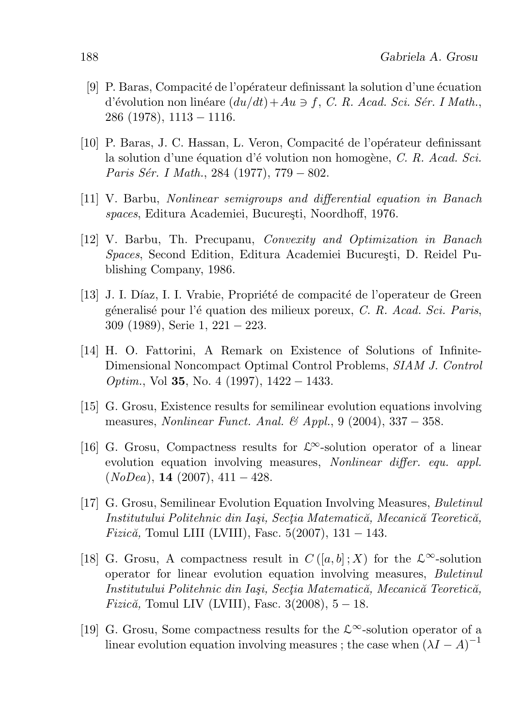[9] P. Baras, Compacité de l'opérateur definissant la solution d'une écuation d'évolution non linéare $(du/dt)+Au \ni f$, *C. R. Acad. Sci. Sér. I Math.*, 286 (1978), 1113 − 1116.

[10] P. Baras, J. C. Hassan, L. Veron, Compacité de l'opérateur definissant la solution d'une équation d'é volution non homogène, *C. R. Acad. Sci. Paris Sér. I Math.*, 284 (1977), 779 − 802.

[11] V. Barbu, *Nonlinear semigroups and differential equation in Banach spaces*, Editura Academiei, Bucureşti, Noordhoff, 1976.

[12] V. Barbu, Th. Precupanu, *Convexity and Optimization in Banach Spaces*, Second Edition, Editura Academiei Bucureşti, D. Reidel Publishing Company, 1986.

[13] J. I. Díaz, I. I. Vrabie, Propriété de compacité de l'operateur de Green géneralisé pour l'é quation des milieux poreux, *C. R. Acad. Sci. Paris*, 309 (1989), Serie 1, 221 − 223.

[14] H. O. Fattorini, A Remark on Existence of Solutions of Infinite-Dimensional Noncompact Optimal Control Problems, *SIAM J. Control Optim.*, Vol **35**, No. 4 (1997), 1422 − 1433.

[15] G. Grosu, Existence results for semilinear evolution equations involving measures, *Nonlinear Funct. Anal. & Appl.*, 9 (2004), 337 − 358.

[16] G. Grosu, Compactness results for $\mathcal{L}^{\infty}$-solution operator of a linear evolution equation involving measures, *Nonlinear differ. equ. appl. (NoDea)*, **14** (2007), 411 − 428.

[17] G. Grosu, Semilinear Evolution Equation Involving Measures, *Buletinul Institutului Politehnic din Iaşi, Secţia Matematică, Mecanică Teoretică, Fizică,* Tomul LIII (LVIII), Fasc. 5(2007), 131 − 143.

[18] G. Grosu, A compactness result in $C([a, b]; X)$ for the $\mathcal{L}^{\infty}$-solution operator for linear evolution equation involving measures, *Buletinul Institutului Politehnic din Iaşi, Secţia Matematică, Mecanică Teoretică, Fizică,* Tomul LIV (LVIII), Fasc. 3(2008), 5 − 18.

[19] G. Grosu, Some compactness results for the $\mathcal{L}^{\infty}$-solution operator of a linear evolution equation involving measures ; the case when $(\lambda I - A)^{-1}$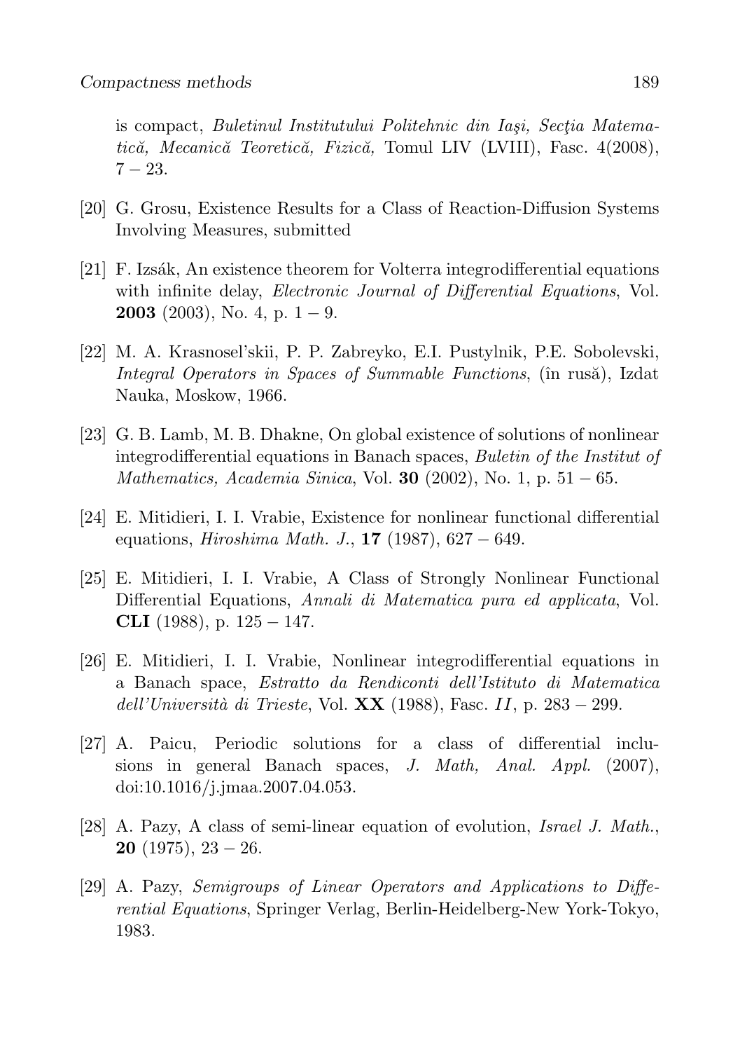is compact, *Buletinul Institutului Politehnic din Iaşi, Secţia Matematică, Mecanică Teoretică, Fizică,* Tomul LIV (LVIII), Fasc. 4(2008), 7 − 23.

[20] G. Grosu, Existence Results for a Class of Reaction-Diffusion Systems Involving Measures, submitted

[21] F. Izsák, An existence theorem for Volterra integrodifferential equations with infinite delay, *Electronic Journal of Differential Equations*, Vol. **2003** (2003), No. 4, p. 1 − 9.

[22] M. A. Krasnosel'skii, P. P. Zabreyko, E.I. Pustylnik, P.E. Sobolevski, *Integral Operators in Spaces of Summable Functions*, (în rusă), Izdat Nauka, Moskow, 1966.

[23] G. B. Lamb, M. B. Dhakne, On global existence of solutions of nonlinear integrodifferential equations in Banach spaces, *Buletin of the Institut of Mathematics, Academia Sinica*, Vol. **30** (2002), No. 1, p. 51 − 65.

[24] E. Mitidieri, I. I. Vrabie, Existence for nonlinear functional differential equations, *Hiroshima Math. J.*, **17** (1987), 627 − 649.

[25] E. Mitidieri, I. I. Vrabie, A Class of Strongly Nonlinear Functional Differential Equations, *Annali di Matematica pura ed applicata*, Vol. **CLI** (1988), p. 125 − 147.

[26] E. Mitidieri, I. I. Vrabie, Nonlinear integrodifferential equations in a Banach space, *Estratto da Rendiconti dell'Istituto di Matematica dell'Università di Trieste*, Vol. **XX** (1988), Fasc. *II*, p. 283 − 299.

[27] A. Paicu, Periodic solutions for a class of differential inclusions in general Banach spaces, *J. Math, Anal. Appl.* (2007), doi:10.1016/j.jmaa.2007.04.053.

[28] A. Pazy, A class of semi-linear equation of evolution, *Israel J. Math.*, **20** (1975), 23 − 26.

[29] A. Pazy, *Semigroups of Linear Operators and Applications to Differential Equations*, Springer Verlag, Berlin-Heidelberg-New York-Tokyo, 1983.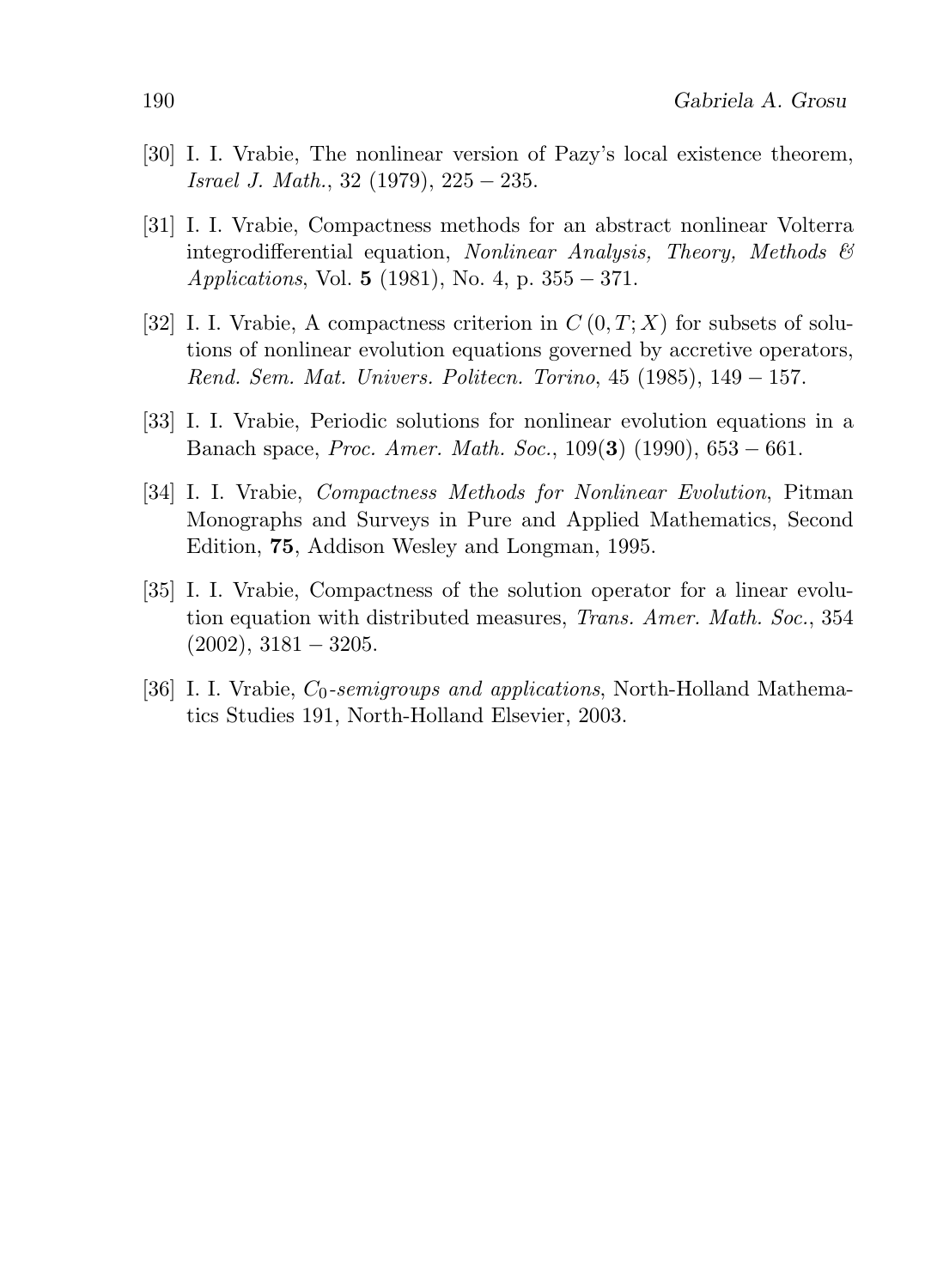[30] I. I. Vrabie, The nonlinear version of Pazy's local existence theorem, *Israel J. Math.*, 32 (1979), 225 – 235.

[31] I. I. Vrabie, Compactness methods for an abstract nonlinear Volterra integrodifferential equation, *Nonlinear Analysis, Theory, Methods & Applications*, Vol. **5** (1981), No. 4, p. 355 – 371.

[32] I. I. Vrabie, A compactness criterion in $C(0, T; X)$ for subsets of solutions of nonlinear evolution equations governed by accretive operators, *Rend. Sem. Mat. Univers. Politecn. Torino*, 45 (1985), 149 – 157.

[33] I. I. Vrabie, Periodic solutions for nonlinear evolution equations in a Banach space, *Proc. Amer. Math. Soc.*, 109(**3**) (1990), 653 – 661.

[34] I. I. Vrabie, *Compactness Methods for Nonlinear Evolution*, Pitman Monographs and Surveys in Pure and Applied Mathematics, Second Edition, **75**, Addison Wesley and Longman, 1995.

[35] I. I. Vrabie, Compactness of the solution operator for a linear evolution equation with distributed measures, *Trans. Amer. Math. Soc.*, 354 (2002), 3181 – 3205.

[36] I. I. Vrabie, *$C_0$-semigroups and applications*, North-Holland Mathematics Studies 191, North-Holland Elsevier, 2003.